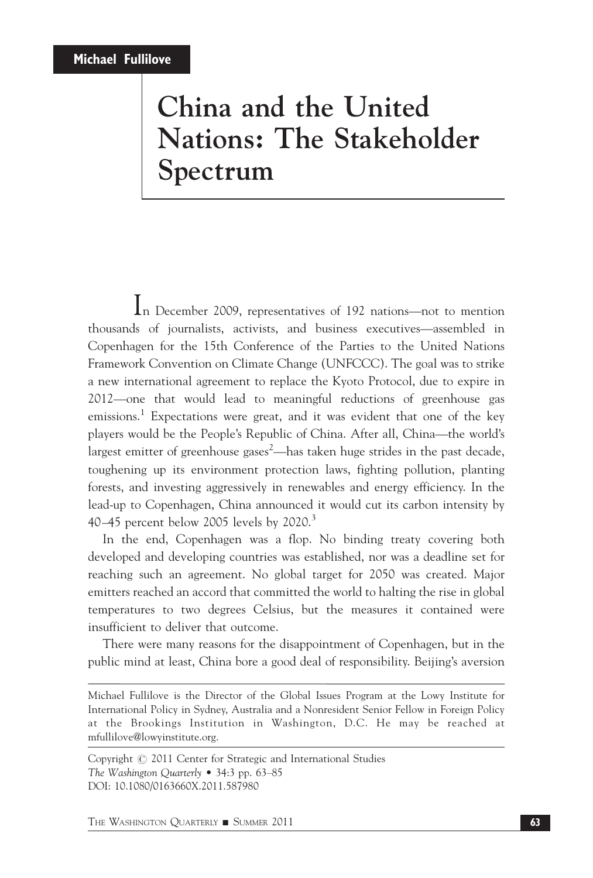**Michael Fullilove**

# China and the United Nations: The Stakeholder Spectrum

In December 2009, representatives of 192 nations—not to mention thousands of journalists, activists, and business executives—assembled in Copenhagen for the 15th Conference of the Parties to the United Nations Framework Convention on Climate Change (UNFCCC). The goal was to strike a new international agreement to replace the Kyoto Protocol, due to expire in 2012—one that would lead to meaningful reductions of greenhouse gas emissions.[1] Expectations were great, and it was evident that one of the key players would be the People's Republic of China. After all, China—the world's largest emitter of greenhouse gases[2]—has taken huge strides in the past decade, toughening up its environment protection laws, fighting pollution, planting forests, and investing aggressively in renewables and energy efficiency. In the lead-up to Copenhagen, China announced it would cut its carbon intensity by 40–45 percent below 2005 levels by 2020.[3]

In the end, Copenhagen was a flop. No binding treaty covering both developed and developing countries was established, nor was a deadline set for reaching such an agreement. No global target for 2050 was created. Major emitters reached an accord that committed the world to halting the rise in global temperatures to two degrees Celsius, but the measures it contained were insufficient to deliver that outcome.

There were many reasons for the disappointment of Copenhagen, but in the public mind at least, China bore a good deal of responsibility. Beijing's aversion

---

Michael Fullilove is the Director of the Global Issues Program at the Lowy Institute for International Policy in Sydney, Australia and a Nonresident Senior Fellow in Foreign Policy at the Brookings Institution in Washington, D.C. He may be reached at mfullilove@lowyinstitute.org.

Copyright © 2011 Center for Strategic and International Studies
*The Washington Quarterly* • 34:3 pp. 63–85
DOI: 10.1080/0163660X.2011.587980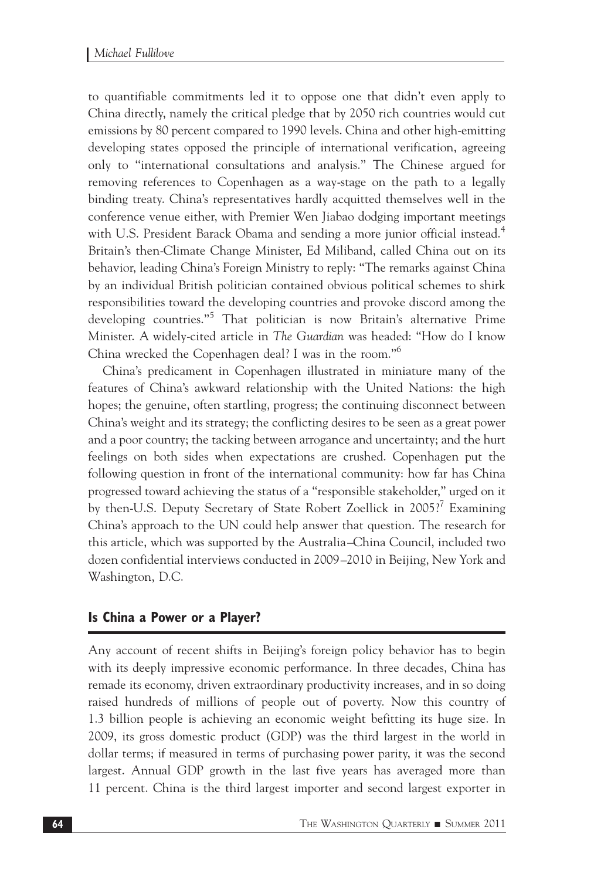to quantifiable commitments led it to oppose one that didn't even apply to China directly, namely the critical pledge that by 2050 rich countries would cut emissions by 80 percent compared to 1990 levels. China and other high-emitting developing states opposed the principle of international verification, agreeing only to "international consultations and analysis." The Chinese argued for removing references to Copenhagen as a way-stage on the path to a legally binding treaty. China's representatives hardly acquitted themselves well in the conference venue either, with Premier Wen Jiabao dodging important meetings with U.S. President Barack Obama and sending a more junior official instead.[4] Britain's then-Climate Change Minister, Ed Miliband, called China out on its behavior, leading China's Foreign Ministry to reply: "The remarks against China by an individual British politician contained obvious political schemes to shirk responsibilities toward the developing countries and provoke discord among the developing countries."[5] That politician is now Britain's alternative Prime Minister. A widely-cited article in *The Guardian* was headed: "How do I know China wrecked the Copenhagen deal? I was in the room."[6]

China's predicament in Copenhagen illustrated in miniature many of the features of China's awkward relationship with the United Nations: the high hopes; the genuine, often startling, progress; the continuing disconnect between China's weight and its strategy; the conflicting desires to be seen as a great power and a poor country; the tacking between arrogance and uncertainty; and the hurt feelings on both sides when expectations are crushed. Copenhagen put the following question in front of the international community: how far has China progressed toward achieving the status of a "responsible stakeholder," urged on it by then-U.S. Deputy Secretary of State Robert Zoellick in 2005?[7] Examining China's approach to the UN could help answer that question. The research for this article, which was supported by the Australia–China Council, included two dozen confidential interviews conducted in 2009–2010 in Beijing, New York and Washington, D.C.

## Is China a Power or a Player?

Any account of recent shifts in Beijing's foreign policy behavior has to begin with its deeply impressive economic performance. In three decades, China has remade its economy, driven extraordinary productivity increases, and in so doing raised hundreds of millions of people out of poverty. Now this country of 1.3 billion people is achieving an economic weight befitting its huge size. In 2009, its gross domestic product (GDP) was the third largest in the world in dollar terms; if measured in terms of purchasing power parity, it was the second largest. Annual GDP growth in the last five years has averaged more than 11 percent. China is the third largest importer and second largest exporter in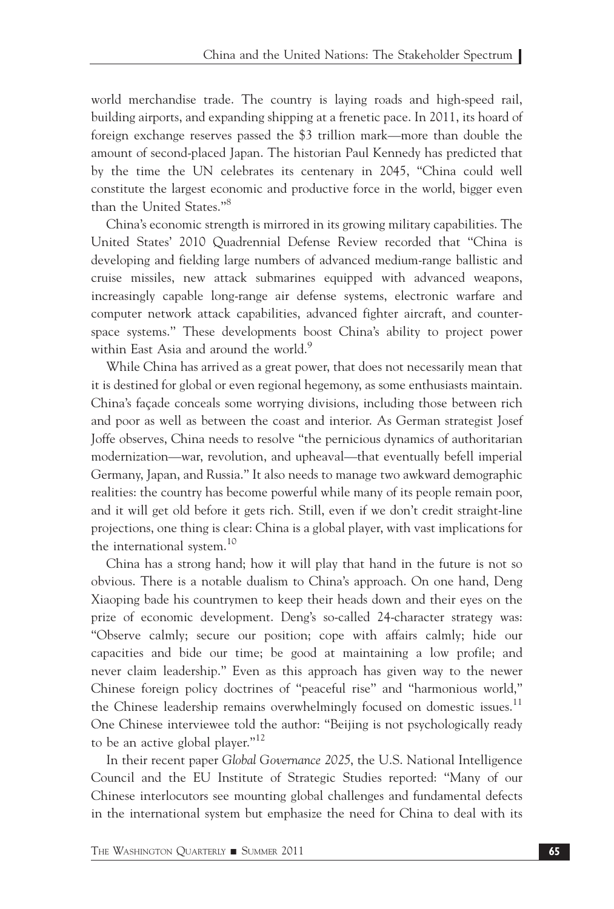world merchandise trade. The country is laying roads and high-speed rail, building airports, and expanding shipping at a frenetic pace. In 2011, its hoard of foreign exchange reserves passed the $3 trillion mark—more than double the amount of second-placed Japan. The historian Paul Kennedy has predicted that by the time the UN celebrates its centenary in 2045, "China could well constitute the largest economic and productive force in the world, bigger even than the United States."[8]

China's economic strength is mirrored in its growing military capabilities. The United States' 2010 Quadrennial Defense Review recorded that "China is developing and fielding large numbers of advanced medium-range ballistic and cruise missiles, new attack submarines equipped with advanced weapons, increasingly capable long-range air defense systems, electronic warfare and computer network attack capabilities, advanced fighter aircraft, and counter-space systems." These developments boost China's ability to project power within East Asia and around the world.[9]

While China has arrived as a great power, that does not necessarily mean that it is destined for global or even regional hegemony, as some enthusiasts maintain. China's façade conceals some worrying divisions, including those between rich and poor as well as between the coast and interior. As German strategist Josef Joffe observes, China needs to resolve "the pernicious dynamics of authoritarian modernization—war, revolution, and upheaval—that eventually befell imperial Germany, Japan, and Russia." It also needs to manage two awkward demographic realities: the country has become powerful while many of its people remain poor, and it will get old before it gets rich. Still, even if we don't credit straight-line projections, one thing is clear: China is a global player, with vast implications for the international system.[10]

China has a strong hand; how it will play that hand in the future is not so obvious. There is a notable dualism to China's approach. On one hand, Deng Xiaoping bade his countrymen to keep their heads down and their eyes on the prize of economic development. Deng's so-called 24-character strategy was: "Observe calmly; secure our position; cope with affairs calmly; hide our capacities and bide our time; be good at maintaining a low profile; and never claim leadership." Even as this approach has given way to the newer Chinese foreign policy doctrines of "peaceful rise" and "harmonious world," the Chinese leadership remains overwhelmingly focused on domestic issues.[11] One Chinese interviewee told the author: "Beijing is not psychologically ready to be an active global player."[12]

In their recent paper *Global Governance 2025*, the U.S. National Intelligence Council and the EU Institute of Strategic Studies reported: "Many of our Chinese interlocutors see mounting global challenges and fundamental defects in the international system but emphasize the need for China to deal with its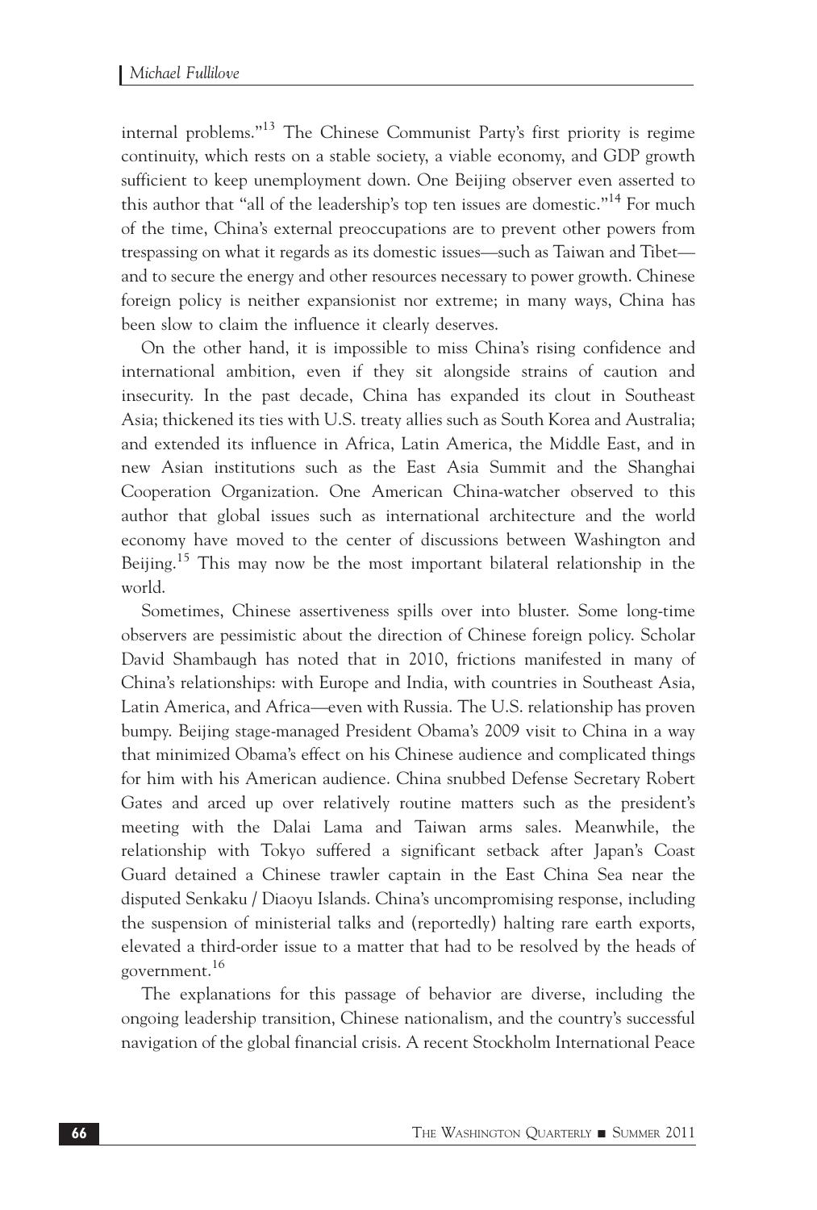internal problems."[13] The Chinese Communist Party's first priority is regime continuity, which rests on a stable society, a viable economy, and GDP growth sufficient to keep unemployment down. One Beijing observer even asserted to this author that "all of the leadership's top ten issues are domestic."[14] For much of the time, China's external preoccupations are to prevent other powers from trespassing on what it regards as its domestic issues—such as Taiwan and Tibet—and to secure the energy and other resources necessary to power growth. Chinese foreign policy is neither expansionist nor extreme; in many ways, China has been slow to claim the influence it clearly deserves.

On the other hand, it is impossible to miss China's rising confidence and international ambition, even if they sit alongside strains of caution and insecurity. In the past decade, China has expanded its clout in Southeast Asia; thickened its ties with U.S. treaty allies such as South Korea and Australia; and extended its influence in Africa, Latin America, the Middle East, and in new Asian institutions such as the East Asia Summit and the Shanghai Cooperation Organization. One American China-watcher observed to this author that global issues such as international architecture and the world economy have moved to the center of discussions between Washington and Beijing.[15] This may now be the most important bilateral relationship in the world.

Sometimes, Chinese assertiveness spills over into bluster. Some long-time observers are pessimistic about the direction of Chinese foreign policy. Scholar David Shambaugh has noted that in 2010, frictions manifested in many of China's relationships: with Europe and India, with countries in Southeast Asia, Latin America, and Africa—even with Russia. The U.S. relationship has proven bumpy. Beijing stage-managed President Obama's 2009 visit to China in a way that minimized Obama's effect on his Chinese audience and complicated things for him with his American audience. China snubbed Defense Secretary Robert Gates and arced up over relatively routine matters such as the president's meeting with the Dalai Lama and Taiwan arms sales. Meanwhile, the relationship with Tokyo suffered a significant setback after Japan's Coast Guard detained a Chinese trawler captain in the East China Sea near the disputed Senkaku / Diaoyu Islands. China's uncompromising response, including the suspension of ministerial talks and (reportedly) halting rare earth exports, elevated a third-order issue to a matter that had to be resolved by the heads of government.[16]

The explanations for this passage of behavior are diverse, including the ongoing leadership transition, Chinese nationalism, and the country's successful navigation of the global financial crisis. A recent Stockholm International Peace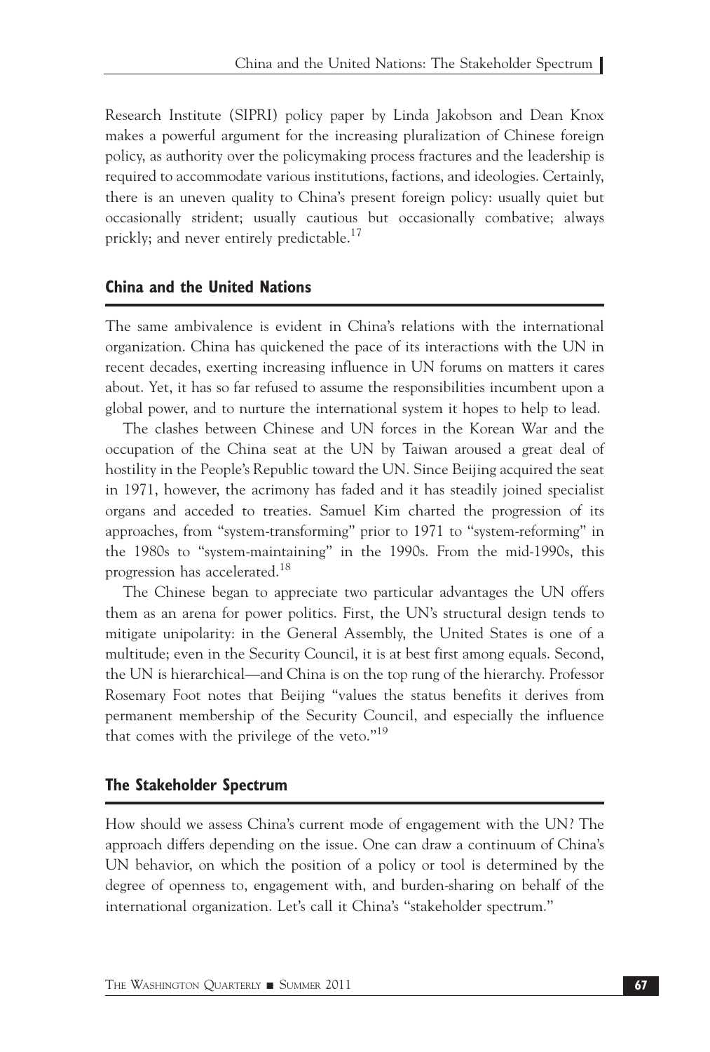Research Institute (SIPRI) policy paper by Linda Jakobson and Dean Knox makes a powerful argument for the increasing pluralization of Chinese foreign policy, as authority over the policymaking process fractures and the leadership is required to accommodate various institutions, factions, and ideologies. Certainly, there is an uneven quality to China's present foreign policy: usually quiet but occasionally strident; usually cautious but occasionally combative; always prickly; and never entirely predictable.[17]

## China and the United Nations

The same ambivalence is evident in China's relations with the international organization. China has quickened the pace of its interactions with the UN in recent decades, exerting increasing influence in UN forums on matters it cares about. Yet, it has so far refused to assume the responsibilities incumbent upon a global power, and to nurture the international system it hopes to help to lead.

The clashes between Chinese and UN forces in the Korean War and the occupation of the China seat at the UN by Taiwan aroused a great deal of hostility in the People's Republic toward the UN. Since Beijing acquired the seat in 1971, however, the acrimony has faded and it has steadily joined specialist organs and acceded to treaties. Samuel Kim charted the progression of its approaches, from "system-transforming" prior to 1971 to "system-reforming" in the 1980s to "system-maintaining" in the 1990s. From the mid-1990s, this progression has accelerated.[18]

The Chinese began to appreciate two particular advantages the UN offers them as an arena for power politics. First, the UN's structural design tends to mitigate unipolarity: in the General Assembly, the United States is one of a multitude; even in the Security Council, it is at best first among equals. Second, the UN is hierarchical—and China is on the top rung of the hierarchy. Professor Rosemary Foot notes that Beijing "values the status benefits it derives from permanent membership of the Security Council, and especially the influence that comes with the privilege of the veto."[19]

## The Stakeholder Spectrum

How should we assess China's current mode of engagement with the UN? The approach differs depending on the issue. One can draw a continuum of China's UN behavior, on which the position of a policy or tool is determined by the degree of openness to, engagement with, and burden-sharing on behalf of the international organization. Let's call it China's "stakeholder spectrum."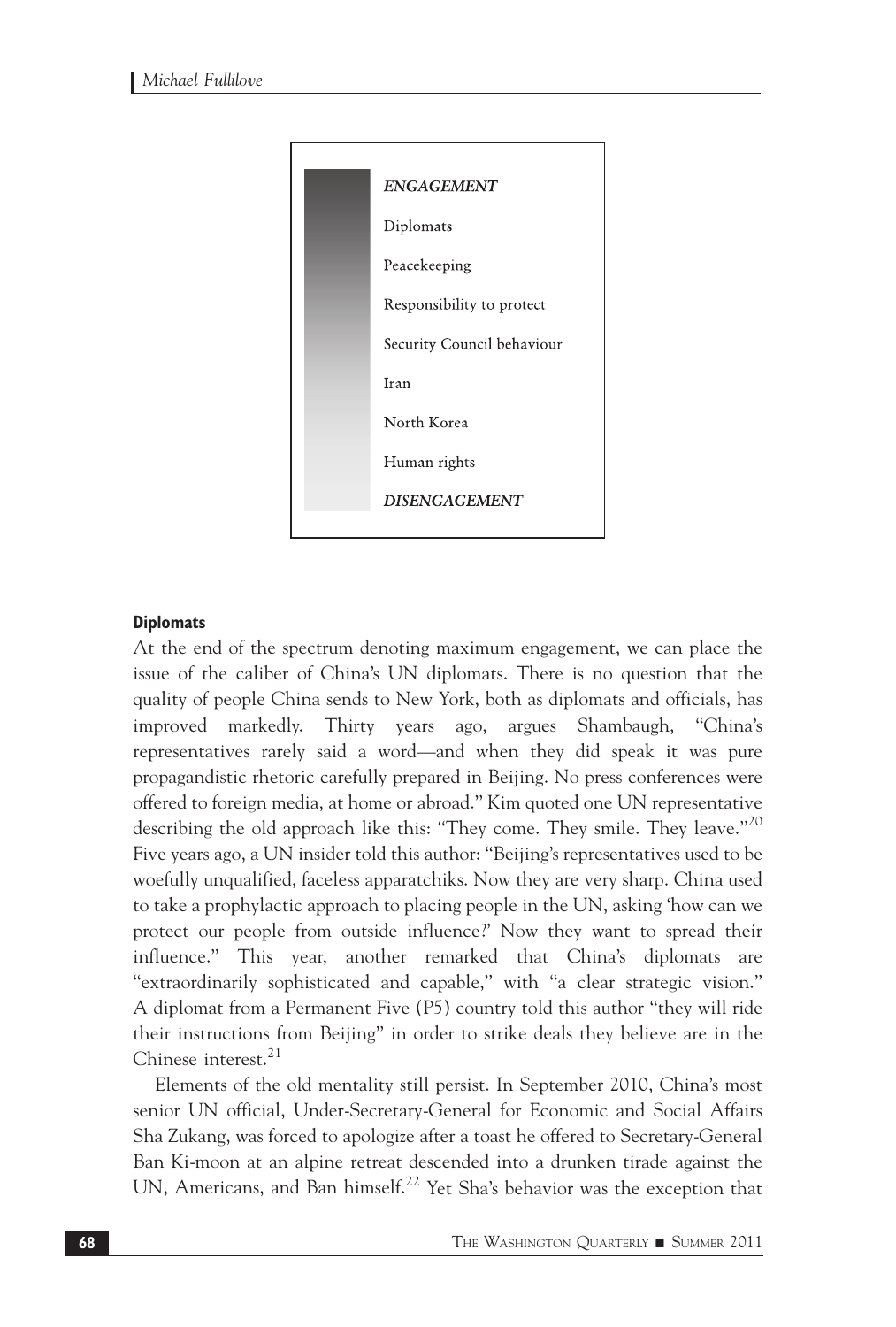| |
|---|
| ***ENGAGEMENT*** |
| Diplomats |
| Peacekeeping |
| Responsibility to protect |
| Security Council behaviour |
| Iran |
| North Korea |
| Human rights |
| ***DISENGAGEMENT*** |

#### Diplomats

At the end of the spectrum denoting maximum engagement, we can place the issue of the caliber of China's UN diplomats. There is no question that the quality of people China sends to New York, both as diplomats and officials, has improved markedly. Thirty years ago, argues Shambaugh, "China's representatives rarely said a word—and when they did speak it was pure propagandistic rhetoric carefully prepared in Beijing. No press conferences were offered to foreign media, at home or abroad." Kim quoted one UN representative describing the old approach like this: "They come. They smile. They leave."[20] Five years ago, a UN insider told this author: "Beijing's representatives used to be woefully unqualified, faceless apparatchiks. Now they are very sharp. China used to take a prophylactic approach to placing people in the UN, asking 'how can we protect our people from outside influence?' Now they want to spread their influence." This year, another remarked that China's diplomats are "extraordinarily sophisticated and capable," with "a clear strategic vision." A diplomat from a Permanent Five (P5) country told this author "they will ride their instructions from Beijing" in order to strike deals they believe are in the Chinese interest.[21]

Elements of the old mentality still persist. In September 2010, China's most senior UN official, Under-Secretary-General for Economic and Social Affairs Sha Zukang, was forced to apologize after a toast he offered to Secretary-General Ban Ki-moon at an alpine retreat descended into a drunken tirade against the UN, Americans, and Ban himself.[22] Yet Sha's behavior was the exception that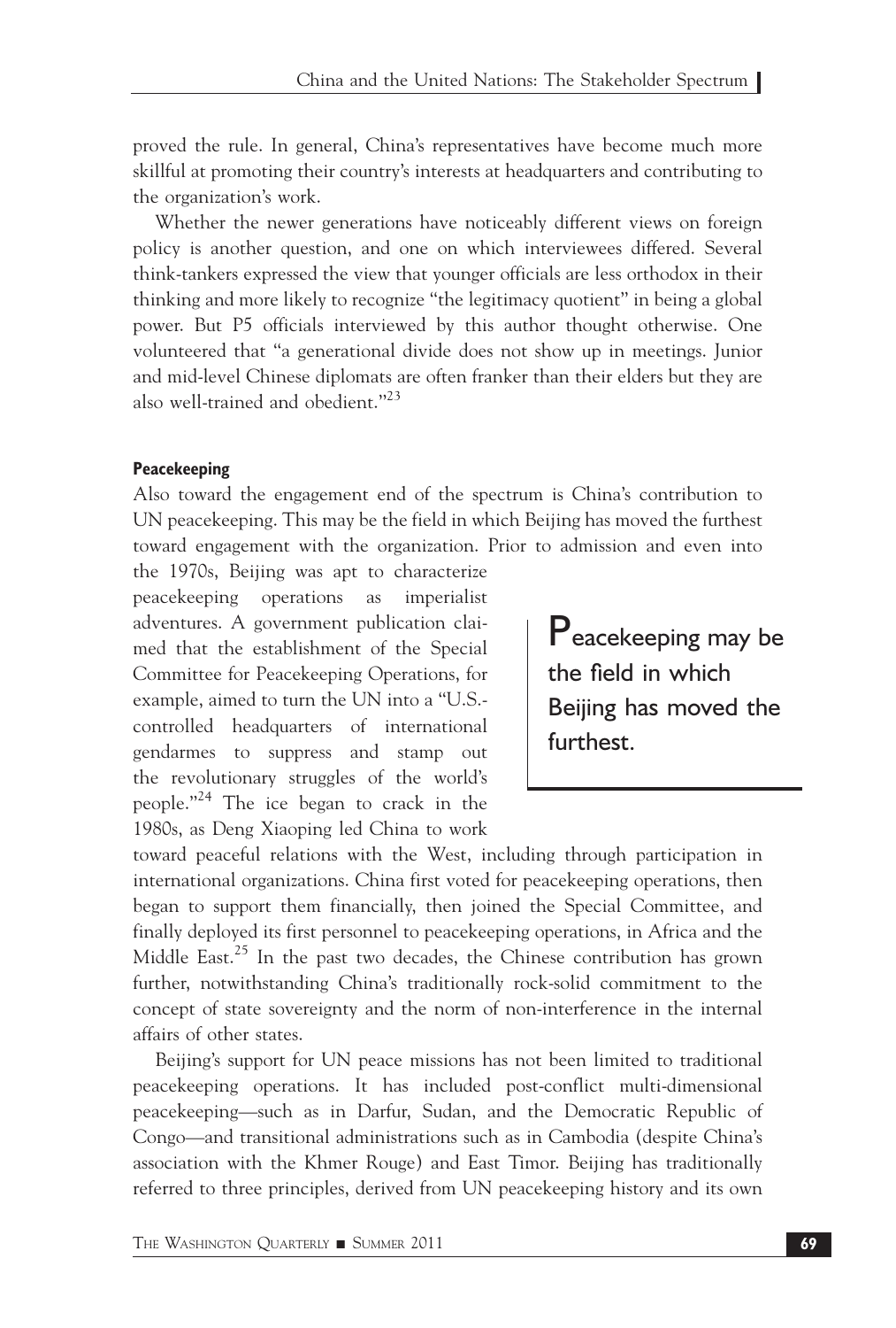proved the rule. In general, China's representatives have become much more skillful at promoting their country's interests at headquarters and contributing to the organization's work.

Whether the newer generations have noticeably different views on foreign policy is another question, and one on which interviewees differed. Several think-tankers expressed the view that younger officials are less orthodox in their thinking and more likely to recognize "the legitimacy quotient" in being a global power. But P5 officials interviewed by this author thought otherwise. One volunteered that "a generational divide does not show up in meetings. Junior and mid-level Chinese diplomats are often franker than their elders but they are also well-trained and obedient."[23]

#### Peacekeeping

Also toward the engagement end of the spectrum is China's contribution to UN peacekeeping. This may be the field in which Beijing has moved the furthest toward engagement with the organization. Prior to admission and even into the 1970s, Beijing was apt to characterize peacekeeping operations as imperialist adventures. A government publication claimed that the establishment of the Special Committee for Peacekeeping Operations, for example, aimed to turn the UN into a "U.S.-controlled headquarters of international gendarmes to suppress and stamp out the revolutionary struggles of the world's people."[24] The ice began to crack in the 1980s, as Deng Xiaoping led China to work toward peaceful relations with the West, including through participation in international organizations. China first voted for peacekeeping operations, then began to support them financially, then joined the Special Committee, and finally deployed its first personnel to peacekeeping operations, in Africa and the Middle East.[25] In the past two decades, the Chinese contribution has grown further, notwithstanding China's traditionally rock-solid commitment to the concept of state sovereignty and the norm of non-interference in the internal affairs of other states.

> Peacekeeping may be the field in which Beijing has moved the furthest.

Beijing's support for UN peace missions has not been limited to traditional peacekeeping operations. It has included post-conflict multi-dimensional peacekeeping—such as in Darfur, Sudan, and the Democratic Republic of Congo—and transitional administrations such as in Cambodia (despite China's association with the Khmer Rouge) and East Timor. Beijing has traditionally referred to three principles, derived from UN peacekeeping history and its own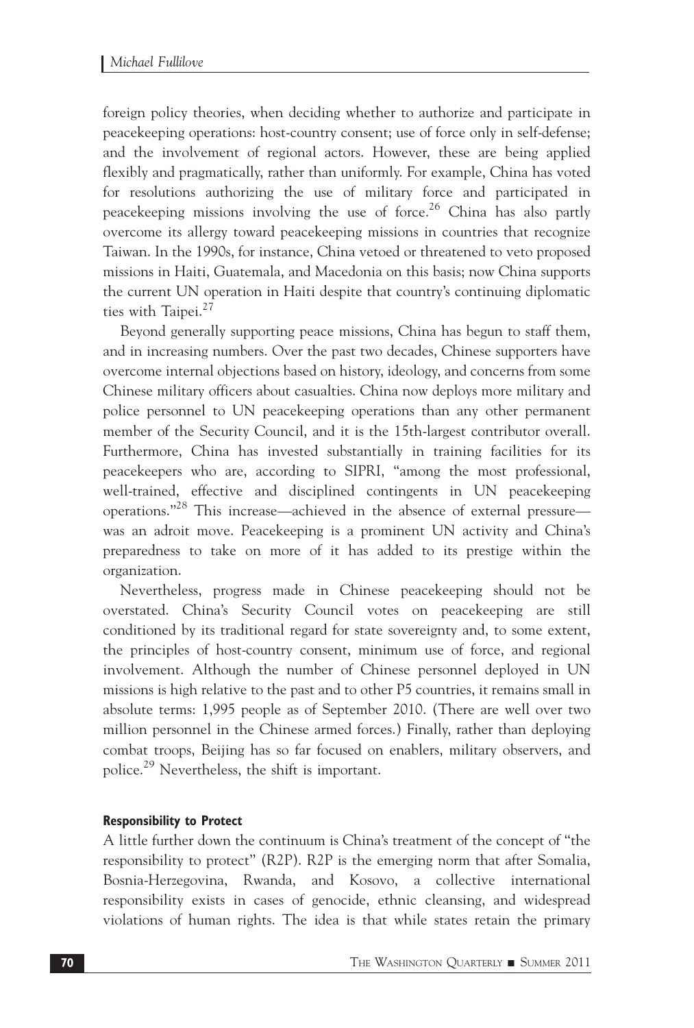foreign policy theories, when deciding whether to authorize and participate in peacekeeping operations: host-country consent; use of force only in self-defense; and the involvement of regional actors. However, these are being applied flexibly and pragmatically, rather than uniformly. For example, China has voted for resolutions authorizing the use of military force and participated in peacekeeping missions involving the use of force.[26] China has also partly overcome its allergy toward peacekeeping missions in countries that recognize Taiwan. In the 1990s, for instance, China vetoed or threatened to veto proposed missions in Haiti, Guatemala, and Macedonia on this basis; now China supports the current UN operation in Haiti despite that country's continuing diplomatic ties with Taipei.[27]

Beyond generally supporting peace missions, China has begun to staff them, and in increasing numbers. Over the past two decades, Chinese supporters have overcome internal objections based on history, ideology, and concerns from some Chinese military officers about casualties. China now deploys more military and police personnel to UN peacekeeping operations than any other permanent member of the Security Council, and it is the 15th-largest contributor overall. Furthermore, China has invested substantially in training facilities for its peacekeepers who are, according to SIPRI, "among the most professional, well-trained, effective and disciplined contingents in UN peacekeeping operations."[28] This increase—achieved in the absence of external pressure—was an adroit move. Peacekeeping is a prominent UN activity and China's preparedness to take on more of it has added to its prestige within the organization.

Nevertheless, progress made in Chinese peacekeeping should not be overstated. China's Security Council votes on peacekeeping are still conditioned by its traditional regard for state sovereignty and, to some extent, the principles of host-country consent, minimum use of force, and regional involvement. Although the number of Chinese personnel deployed in UN missions is high relative to the past and to other P5 countries, it remains small in absolute terms: 1,995 people as of September 2010. (There are well over two million personnel in the Chinese armed forces.) Finally, rather than deploying combat troops, Beijing has so far focused on enablers, military observers, and police.[29] Nevertheless, the shift is important.

#### Responsibility to Protect

A little further down the continuum is China's treatment of the concept of "the responsibility to protect" (R2P). R2P is the emerging norm that after Somalia, Bosnia-Herzegovina, Rwanda, and Kosovo, a collective international responsibility exists in cases of genocide, ethnic cleansing, and widespread violations of human rights. The idea is that while states retain the primary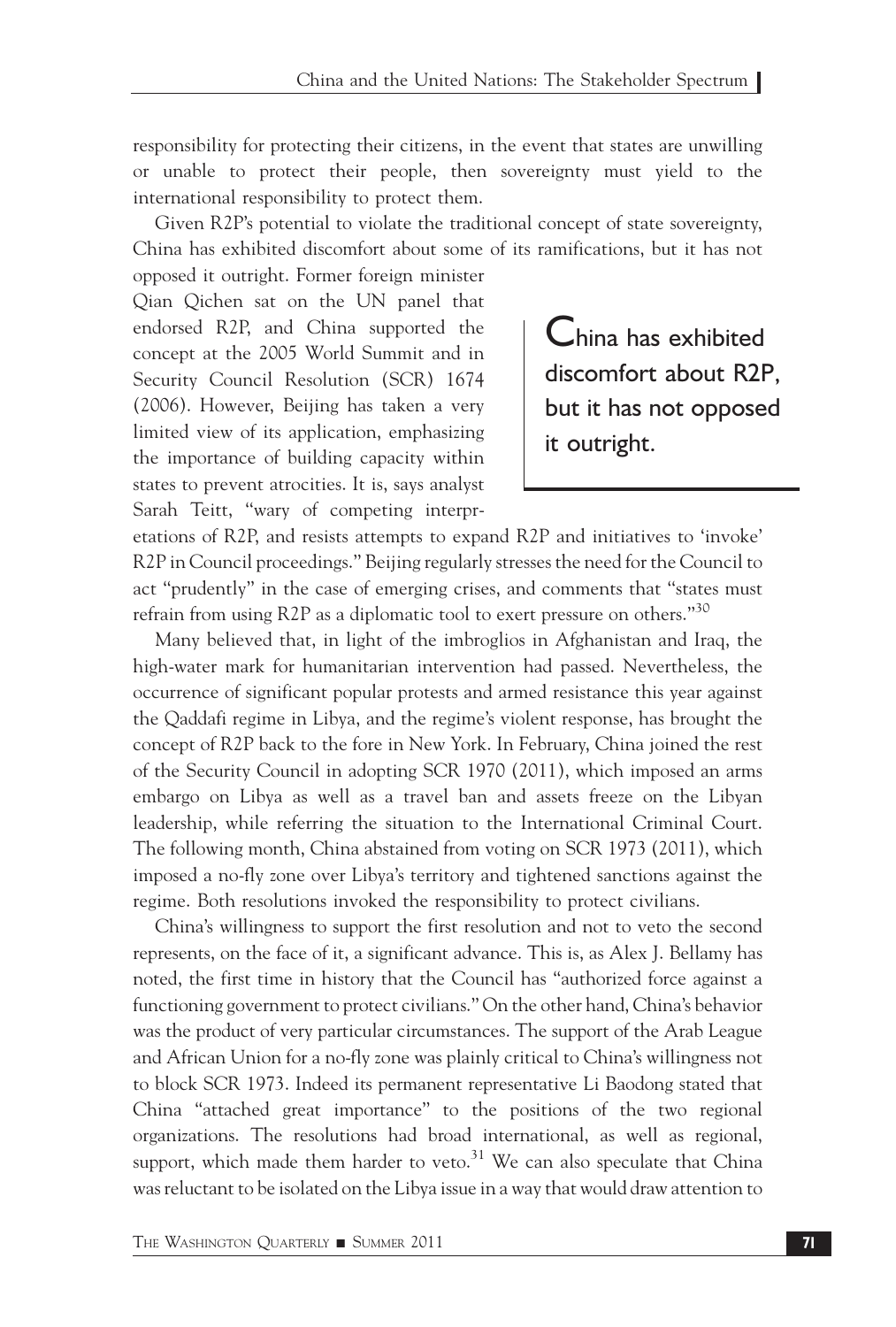responsibility for protecting their citizens, in the event that states are unwilling or unable to protect their people, then sovereignty must yield to the international responsibility to protect them.

Given R2P's potential to violate the traditional concept of state sovereignty, China has exhibited discomfort about some of its ramifications, but it has not opposed it outright. Former foreign minister Qian Qichen sat on the UN panel that endorsed R2P, and China supported the concept at the 2005 World Summit and in Security Council Resolution (SCR) 1674 (2006). However, Beijing has taken a very limited view of its application, emphasizing the importance of building capacity within states to prevent atrocities. It is, says analyst Sarah Teitt, "wary of competing interpretations of R2P, and resists attempts to expand R2P and initiatives to 'invoke' R2P in Council proceedings." Beijing regularly stresses the need for the Council to act "prudently" in the case of emerging crises, and comments that "states must refrain from using R2P as a diplomatic tool to exert pressure on others."[30]

> China has exhibited discomfort about R2P, but it has not opposed it outright.

Many believed that, in light of the imbroglios in Afghanistan and Iraq, the high-water mark for humanitarian intervention had passed. Nevertheless, the occurrence of significant popular protests and armed resistance this year against the Qaddafi regime in Libya, and the regime's violent response, has brought the concept of R2P back to the fore in New York. In February, China joined the rest of the Security Council in adopting SCR 1970 (2011), which imposed an arms embargo on Libya as well as a travel ban and assets freeze on the Libyan leadership, while referring the situation to the International Criminal Court. The following month, China abstained from voting on SCR 1973 (2011), which imposed a no-fly zone over Libya's territory and tightened sanctions against the regime. Both resolutions invoked the responsibility to protect civilians.

China's willingness to support the first resolution and not to veto the second represents, on the face of it, a significant advance. This is, as Alex J. Bellamy has noted, the first time in history that the Council has "authorized force against a functioning government to protect civilians." On the other hand, China's behavior was the product of very particular circumstances. The support of the Arab League and African Union for a no-fly zone was plainly critical to China's willingness not to block SCR 1973. Indeed its permanent representative Li Baodong stated that China "attached great importance" to the positions of the two regional organizations. The resolutions had broad international, as well as regional, support, which made them harder to veto.[31] We can also speculate that China was reluctant to be isolated on the Libya issue in a way that would draw attention to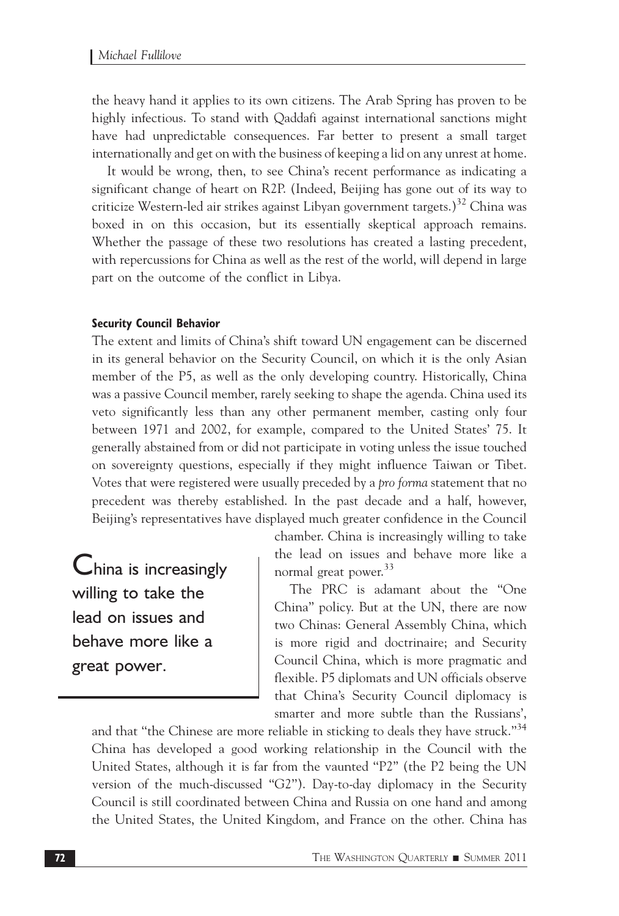the heavy hand it applies to its own citizens. The Arab Spring has proven to be highly infectious. To stand with Qaddafi against international sanctions might have had unpredictable consequences. Far better to present a small target internationally and get on with the business of keeping a lid on any unrest at home.

It would be wrong, then, to see China's recent performance as indicating a significant change of heart on R2P. (Indeed, Beijing has gone out of its way to criticize Western-led air strikes against Libyan government targets.)[32] China was boxed in on this occasion, but its essentially skeptical approach remains. Whether the passage of these two resolutions has created a lasting precedent, with repercussions for China as well as the rest of the world, will depend in large part on the outcome of the conflict in Libya.

#### Security Council Behavior

The extent and limits of China's shift toward UN engagement can be discerned in its general behavior on the Security Council, on which it is the only Asian member of the P5, as well as the only developing country. Historically, China was a passive Council member, rarely seeking to shape the agenda. China used its veto significantly less than any other permanent member, casting only four between 1971 and 2002, for example, compared to the United States' 75. It generally abstained from or did not participate in voting unless the issue touched on sovereignty questions, especially if they might influence Taiwan or Tibet. Votes that were registered were usually preceded by a *pro forma* statement that no precedent was thereby established. In the past decade and a half, however, Beijing's representatives have displayed much greater confidence in the Council chamber. China is increasingly willing to take the lead on issues and behave more like a normal great power.[33]

> China is increasingly willing to take the lead on issues and behave more like a great power.

The PRC is adamant about the "One China" policy. But at the UN, there are now two Chinas: General Assembly China, which is more rigid and doctrinaire; and Security Council China, which is more pragmatic and flexible. P5 diplomats and UN officials observe that China's Security Council diplomacy is smarter and more subtle than the Russians', and that "the Chinese are more reliable in sticking to deals they have struck."[34] China has developed a good working relationship in the Council with the United States, although it is far from the vaunted "P2" (the P2 being the UN version of the much-discussed "G2"). Day-to-day diplomacy in the Security Council is still coordinated between China and Russia on one hand and among the United States, the United Kingdom, and France on the other. China has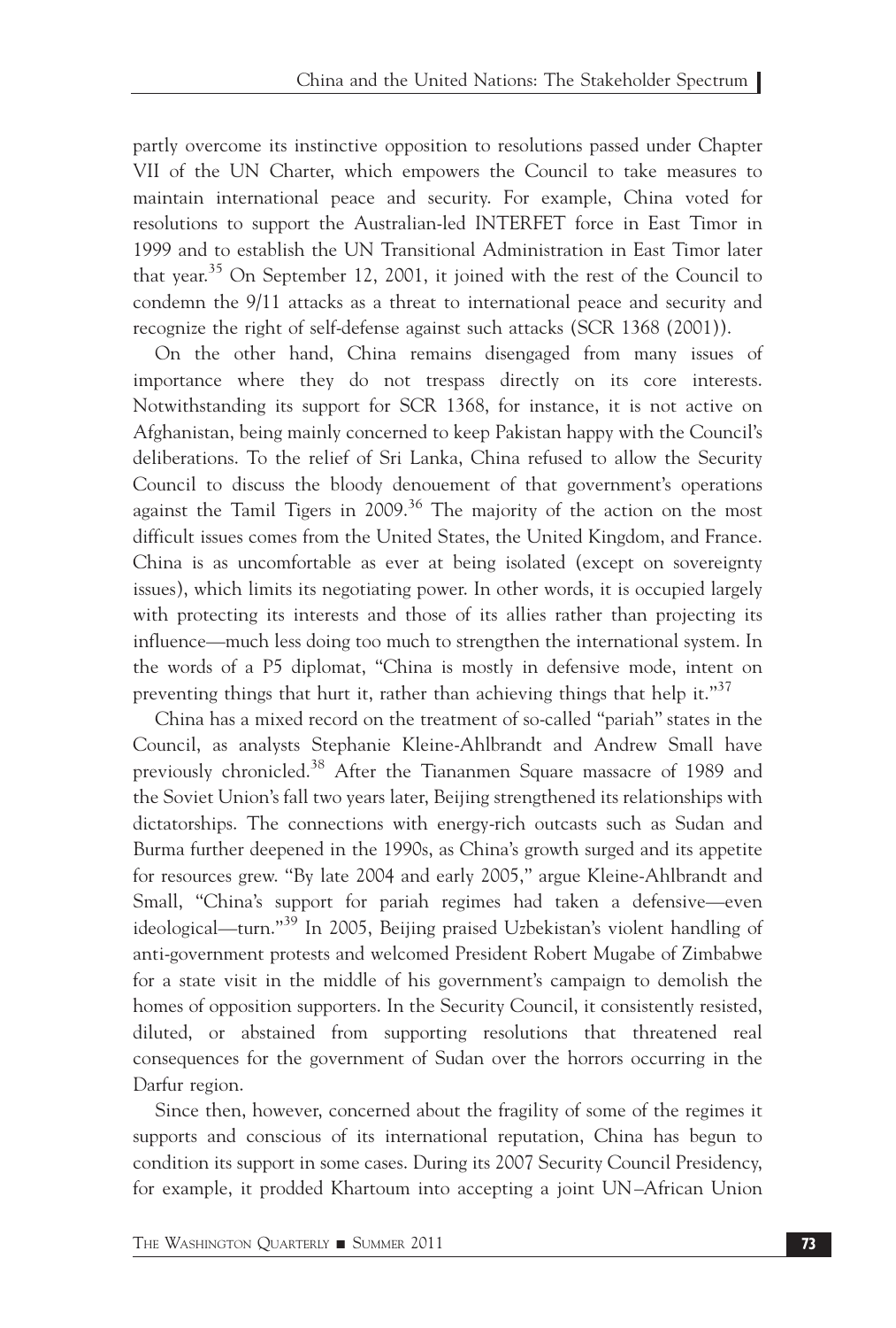partly overcome its instinctive opposition to resolutions passed under Chapter VII of the UN Charter, which empowers the Council to take measures to maintain international peace and security. For example, China voted for resolutions to support the Australian-led INTERFET force in East Timor in 1999 and to establish the UN Transitional Administration in East Timor later that year.[35] On September 12, 2001, it joined with the rest of the Council to condemn the 9/11 attacks as a threat to international peace and security and recognize the right of self-defense against such attacks (SCR 1368 (2001)).

On the other hand, China remains disengaged from many issues of importance where they do not trespass directly on its core interests. Notwithstanding its support for SCR 1368, for instance, it is not active on Afghanistan, being mainly concerned to keep Pakistan happy with the Council's deliberations. To the relief of Sri Lanka, China refused to allow the Security Council to discuss the bloody denouement of that government's operations against the Tamil Tigers in 2009.[36] The majority of the action on the most difficult issues comes from the United States, the United Kingdom, and France. China is as uncomfortable as ever at being isolated (except on sovereignty issues), which limits its negotiating power. In other words, it is occupied largely with protecting its interests and those of its allies rather than projecting its influence—much less doing too much to strengthen the international system. In the words of a P5 diplomat, "China is mostly in defensive mode, intent on preventing things that hurt it, rather than achieving things that help it."[37]

China has a mixed record on the treatment of so-called "pariah" states in the Council, as analysts Stephanie Kleine-Ahlbrandt and Andrew Small have previously chronicled.[38] After the Tiananmen Square massacre of 1989 and the Soviet Union's fall two years later, Beijing strengthened its relationships with dictatorships. The connections with energy-rich outcasts such as Sudan and Burma further deepened in the 1990s, as China's growth surged and its appetite for resources grew. "By late 2004 and early 2005," argue Kleine-Ahlbrandt and Small, "China's support for pariah regimes had taken a defensive—even ideological—turn."[39] In 2005, Beijing praised Uzbekistan's violent handling of anti-government protests and welcomed President Robert Mugabe of Zimbabwe for a state visit in the middle of his government's campaign to demolish the homes of opposition supporters. In the Security Council, it consistently resisted, diluted, or abstained from supporting resolutions that threatened real consequences for the government of Sudan over the horrors occurring in the Darfur region.

Since then, however, concerned about the fragility of some of the regimes it supports and conscious of its international reputation, China has begun to condition its support in some cases. During its 2007 Security Council Presidency, for example, it prodded Khartoum into accepting a joint UN–African Union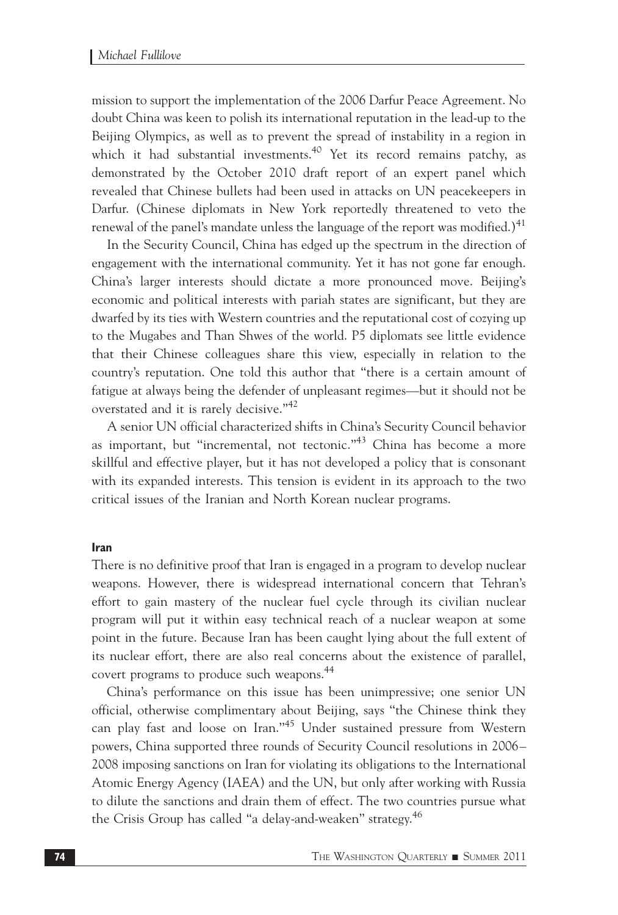mission to support the implementation of the 2006 Darfur Peace Agreement. No doubt China was keen to polish its international reputation in the lead-up to the Beijing Olympics, as well as to prevent the spread of instability in a region in which it had substantial investments.[40] Yet its record remains patchy, as demonstrated by the October 2010 draft report of an expert panel which revealed that Chinese bullets had been used in attacks on UN peacekeepers in Darfur. (Chinese diplomats in New York reportedly threatened to veto the renewal of the panel's mandate unless the language of the report was modified.)[41]

In the Security Council, China has edged up the spectrum in the direction of engagement with the international community. Yet it has not gone far enough. China's larger interests should dictate a more pronounced move. Beijing's economic and political interests with pariah states are significant, but they are dwarfed by its ties with Western countries and the reputational cost of cozying up to the Mugabes and Than Shwes of the world. P5 diplomats see little evidence that their Chinese colleagues share this view, especially in relation to the country's reputation. One told this author that "there is a certain amount of fatigue at always being the defender of unpleasant regimes—but it should not be overstated and it is rarely decisive."[42]

A senior UN official characterized shifts in China's Security Council behavior as important, but "incremental, not tectonic."[43] China has become a more skillful and effective player, but it has not developed a policy that is consonant with its expanded interests. This tension is evident in its approach to the two critical issues of the Iranian and North Korean nuclear programs.

### Iran

There is no definitive proof that Iran is engaged in a program to develop nuclear weapons. However, there is widespread international concern that Tehran's effort to gain mastery of the nuclear fuel cycle through its civilian nuclear program will put it within easy technical reach of a nuclear weapon at some point in the future. Because Iran has been caught lying about the full extent of its nuclear effort, there are also real concerns about the existence of parallel, covert programs to produce such weapons.[44]

China's performance on this issue has been unimpressive; one senior UN official, otherwise complimentary about Beijing, says "the Chinese think they can play fast and loose on Iran."[45] Under sustained pressure from Western powers, China supported three rounds of Security Council resolutions in 2006–2008 imposing sanctions on Iran for violating its obligations to the International Atomic Energy Agency (IAEA) and the UN, but only after working with Russia to dilute the sanctions and drain them of effect. The two countries pursue what the Crisis Group has called "a delay-and-weaken" strategy.[46]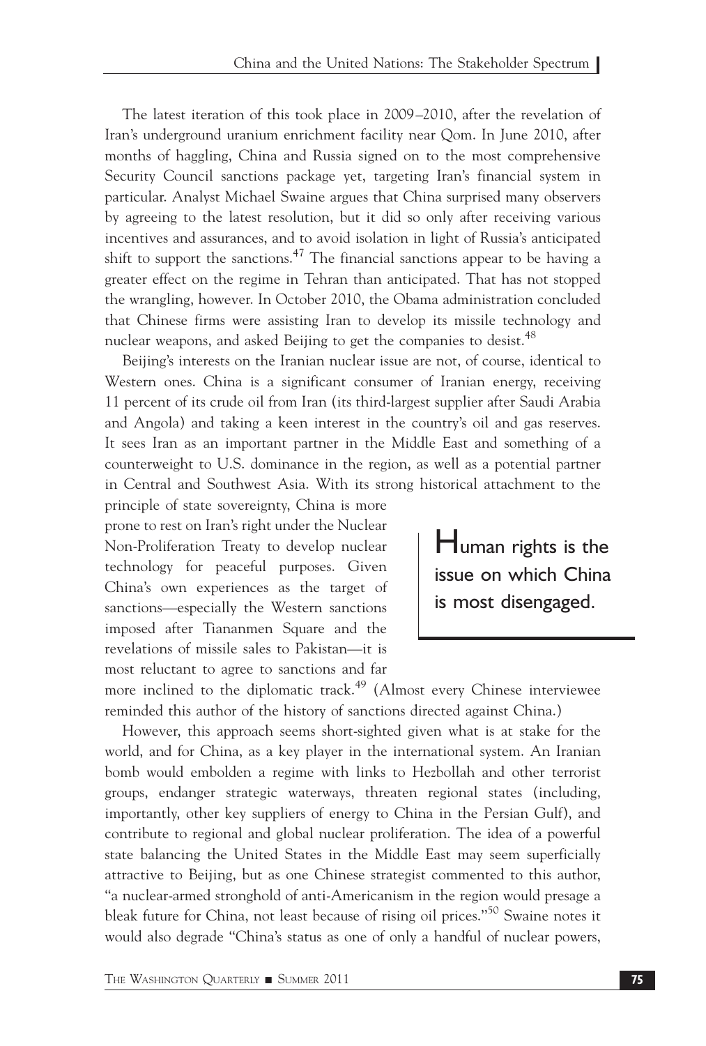The latest iteration of this took place in 2009–2010, after the revelation of Iran's underground uranium enrichment facility near Qom. In June 2010, after months of haggling, China and Russia signed on to the most comprehensive Security Council sanctions package yet, targeting Iran's financial system in particular. Analyst Michael Swaine argues that China surprised many observers by agreeing to the latest resolution, but it did so only after receiving various incentives and assurances, and to avoid isolation in light of Russia's anticipated shift to support the sanctions.[47] The financial sanctions appear to be having a greater effect on the regime in Tehran than anticipated. That has not stopped the wrangling, however. In October 2010, the Obama administration concluded that Chinese firms were assisting Iran to develop its missile technology and nuclear weapons, and asked Beijing to get the companies to desist.[48]

Beijing's interests on the Iranian nuclear issue are not, of course, identical to Western ones. China is a significant consumer of Iranian energy, receiving 11 percent of its crude oil from Iran (its third-largest supplier after Saudi Arabia and Angola) and taking a keen interest in the country's oil and gas reserves. It sees Iran as an important partner in the Middle East and something of a counterweight to U.S. dominance in the region, as well as a potential partner in Central and Southwest Asia. With its strong historical attachment to the principle of state sovereignty, China is more prone to rest on Iran's right under the Nuclear Non-Proliferation Treaty to develop nuclear technology for peaceful purposes. Given China's own experiences as the target of sanctions—especially the Western sanctions imposed after Tiananmen Square and the revelations of missile sales to Pakistan—it is most reluctant to agree to sanctions and far more inclined to the diplomatic track.[49] (Almost every Chinese interviewee reminded this author of the history of sanctions directed against China.)

> Human rights is the issue on which China is most disengaged.

However, this approach seems short-sighted given what is at stake for the world, and for China, as a key player in the international system. An Iranian bomb would embolden a regime with links to Hezbollah and other terrorist groups, endanger strategic waterways, threaten regional states (including, importantly, other key suppliers of energy to China in the Persian Gulf), and contribute to regional and global nuclear proliferation. The idea of a powerful state balancing the United States in the Middle East may seem superficially attractive to Beijing, but as one Chinese strategist commented to this author, "a nuclear-armed stronghold of anti-Americanism in the region would presage a bleak future for China, not least because of rising oil prices."[50] Swaine notes it would also degrade "China's status as one of only a handful of nuclear powers,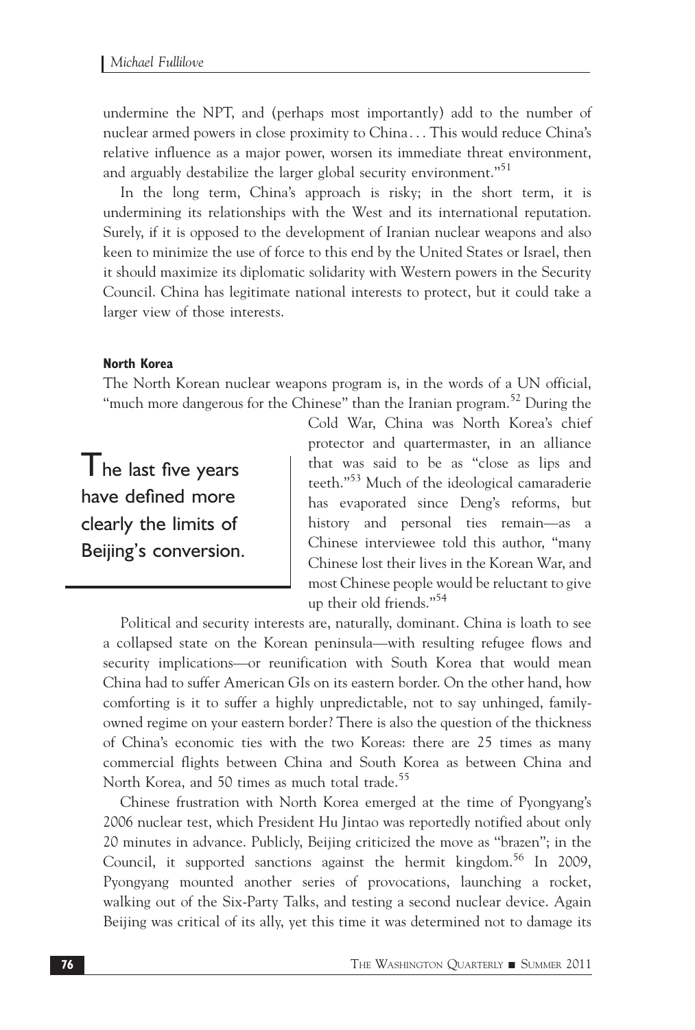undermine the NPT, and (perhaps most importantly) add to the number of nuclear armed powers in close proximity to China... This would reduce China's relative influence as a major power, worsen its immediate threat environment, and arguably destabilize the larger global security environment."[51]

In the long term, China's approach is risky; in the short term, it is undermining its relationships with the West and its international reputation. Surely, if it is opposed to the development of Iranian nuclear weapons and also keen to minimize the use of force to this end by the United States or Israel, then it should maximize its diplomatic solidarity with Western powers in the Security Council. China has legitimate national interests to protect, but it could take a larger view of those interests.

#### North Korea

The North Korean nuclear weapons program is, in the words of a UN official, "much more dangerous for the Chinese" than the Iranian program.[52] During the Cold War, China was North Korea's chief protector and quartermaster, in an alliance that was said to be as "close as lips and teeth."[53] Much of the ideological camaraderie has evaporated since Deng's reforms, but history and personal ties remain—as a Chinese interviewee told this author, "many Chinese lost their lives in the Korean War, and most Chinese people would be reluctant to give up their old friends."[54]

> The last five years have defined more clearly the limits of Beijing's conversion.

Political and security interests are, naturally, dominant. China is loath to see a collapsed state on the Korean peninsula—with resulting refugee flows and security implications—or reunification with South Korea that would mean China had to suffer American GIs on its eastern border. On the other hand, how comforting is it to suffer a highly unpredictable, not to say unhinged, family-owned regime on your eastern border? There is also the question of the thickness of China's economic ties with the two Koreas: there are 25 times as many commercial flights between China and South Korea as between China and North Korea, and 50 times as much total trade.[55]

Chinese frustration with North Korea emerged at the time of Pyongyang's 2006 nuclear test, which President Hu Jintao was reportedly notified about only 20 minutes in advance. Publicly, Beijing criticized the move as "brazen"; in the Council, it supported sanctions against the hermit kingdom.[56] In 2009, Pyongyang mounted another series of provocations, launching a rocket, walking out of the Six-Party Talks, and testing a second nuclear device. Again Beijing was critical of its ally, yet this time it was determined not to damage its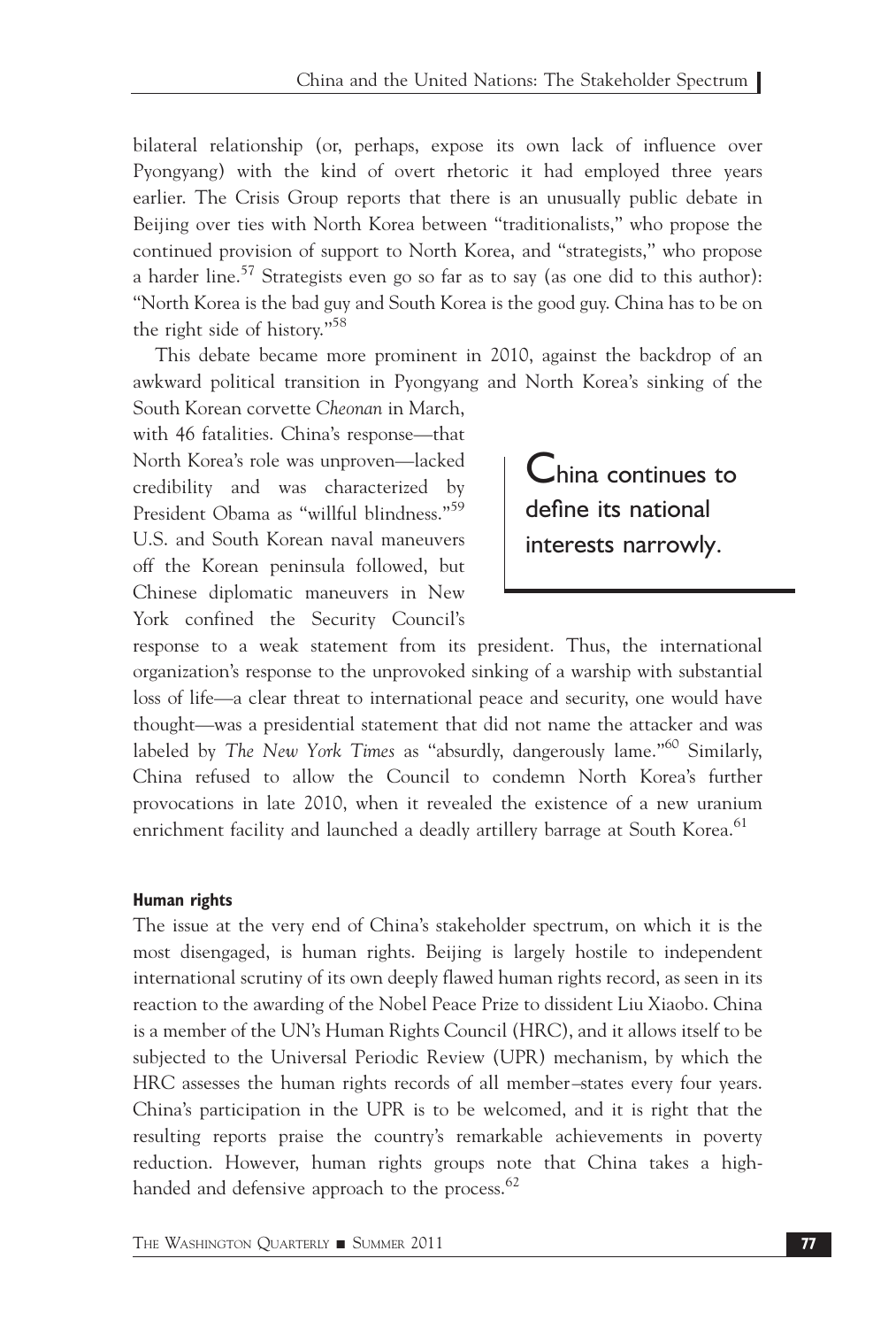bilateral relationship (or, perhaps, expose its own lack of influence over Pyongyang) with the kind of overt rhetoric it had employed three years earlier. The Crisis Group reports that there is an unusually public debate in Beijing over ties with North Korea between "traditionalists," who propose the continued provision of support to North Korea, and "strategists," who propose a harder line.[57] Strategists even go so far as to say (as one did to this author): "North Korea is the bad guy and South Korea is the good guy. China has to be on the right side of history."[58]

This debate became more prominent in 2010, against the backdrop of an awkward political transition in Pyongyang and North Korea's sinking of the South Korean corvette *Cheonan* in March, with 46 fatalities. China's response—that North Korea's role was unproven—lacked credibility and was characterized by President Obama as "willful blindness."[59] U.S. and South Korean naval maneuvers off the Korean peninsula followed, but Chinese diplomatic maneuvers in New York confined the Security Council's response to a weak statement from its president. Thus, the international organization's response to the unprovoked sinking of a warship with substantial loss of life—a clear threat to international peace and security, one would have thought—was a presidential statement that did not name the attacker and was labeled by *The New York Times* as "absurdly, dangerously lame."[60] Similarly, China refused to allow the Council to condemn North Korea's further provocations in late 2010, when it revealed the existence of a new uranium enrichment facility and launched a deadly artillery barrage at South Korea.[61]

> China continues to define its national interests narrowly.

#### Human rights

The issue at the very end of China's stakeholder spectrum, on which it is the most disengaged, is human rights. Beijing is largely hostile to independent international scrutiny of its own deeply flawed human rights record, as seen in its reaction to the awarding of the Nobel Peace Prize to dissident Liu Xiaobo. China is a member of the UN's Human Rights Council (HRC), and it allows itself to be subjected to the Universal Periodic Review (UPR) mechanism, by which the HRC assesses the human rights records of all member–states every four years. China's participation in the UPR is to be welcomed, and it is right that the resulting reports praise the country's remarkable achievements in poverty reduction. However, human rights groups note that China takes a high-handed and defensive approach to the process.[62]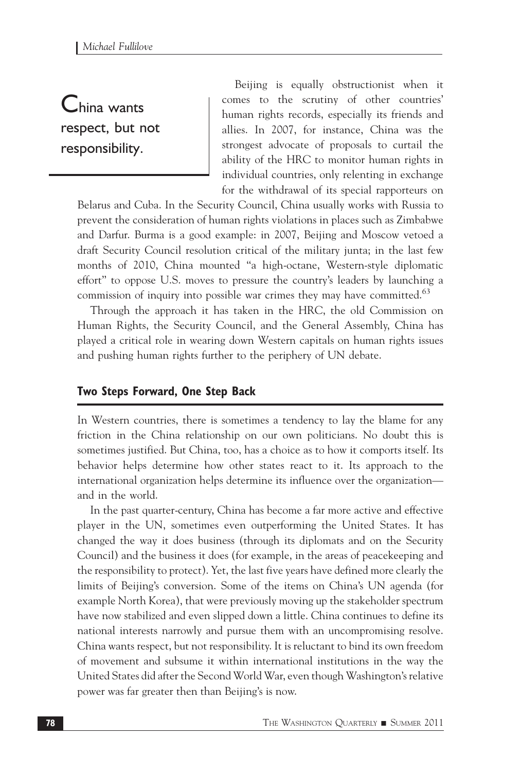> China wants respect, but not responsibility.

Beijing is equally obstructionist when it comes to the scrutiny of other countries' human rights records, especially its friends and allies. In 2007, for instance, China was the strongest advocate of proposals to curtail the ability of the HRC to monitor human rights in individual countries, only relenting in exchange for the withdrawal of its special rapporteurs on Belarus and Cuba. In the Security Council, China usually works with Russia to prevent the consideration of human rights violations in places such as Zimbabwe and Darfur. Burma is a good example: in 2007, Beijing and Moscow vetoed a draft Security Council resolution critical of the military junta; in the last few months of 2010, China mounted "a high-octane, Western-style diplomatic effort" to oppose U.S. moves to pressure the country's leaders by launching a commission of inquiry into possible war crimes they may have committed.[63]

Through the approach it has taken in the HRC, the old Commission on Human Rights, the Security Council, and the General Assembly, China has played a critical role in wearing down Western capitals on human rights issues and pushing human rights further to the periphery of UN debate.

## Two Steps Forward, One Step Back

In Western countries, there is sometimes a tendency to lay the blame for any friction in the China relationship on our own politicians. No doubt this is sometimes justified. But China, too, has a choice as to how it comports itself. Its behavior helps determine how other states react to it. Its approach to the international organization helps determine its influence over the organization—and in the world.

In the past quarter-century, China has become a far more active and effective player in the UN, sometimes even outperforming the United States. It has changed the way it does business (through its diplomats and on the Security Council) and the business it does (for example, in the areas of peacekeeping and the responsibility to protect). Yet, the last five years have defined more clearly the limits of Beijing's conversion. Some of the items on China's UN agenda (for example North Korea), that were previously moving up the stakeholder spectrum have now stabilized and even slipped down a little. China continues to define its national interests narrowly and pursue them with an uncompromising resolve. China wants respect, but not responsibility. It is reluctant to bind its own freedom of movement and subsume it within international institutions in the way the United States did after the Second World War, even though Washington's relative power was far greater then than Beijing's is now.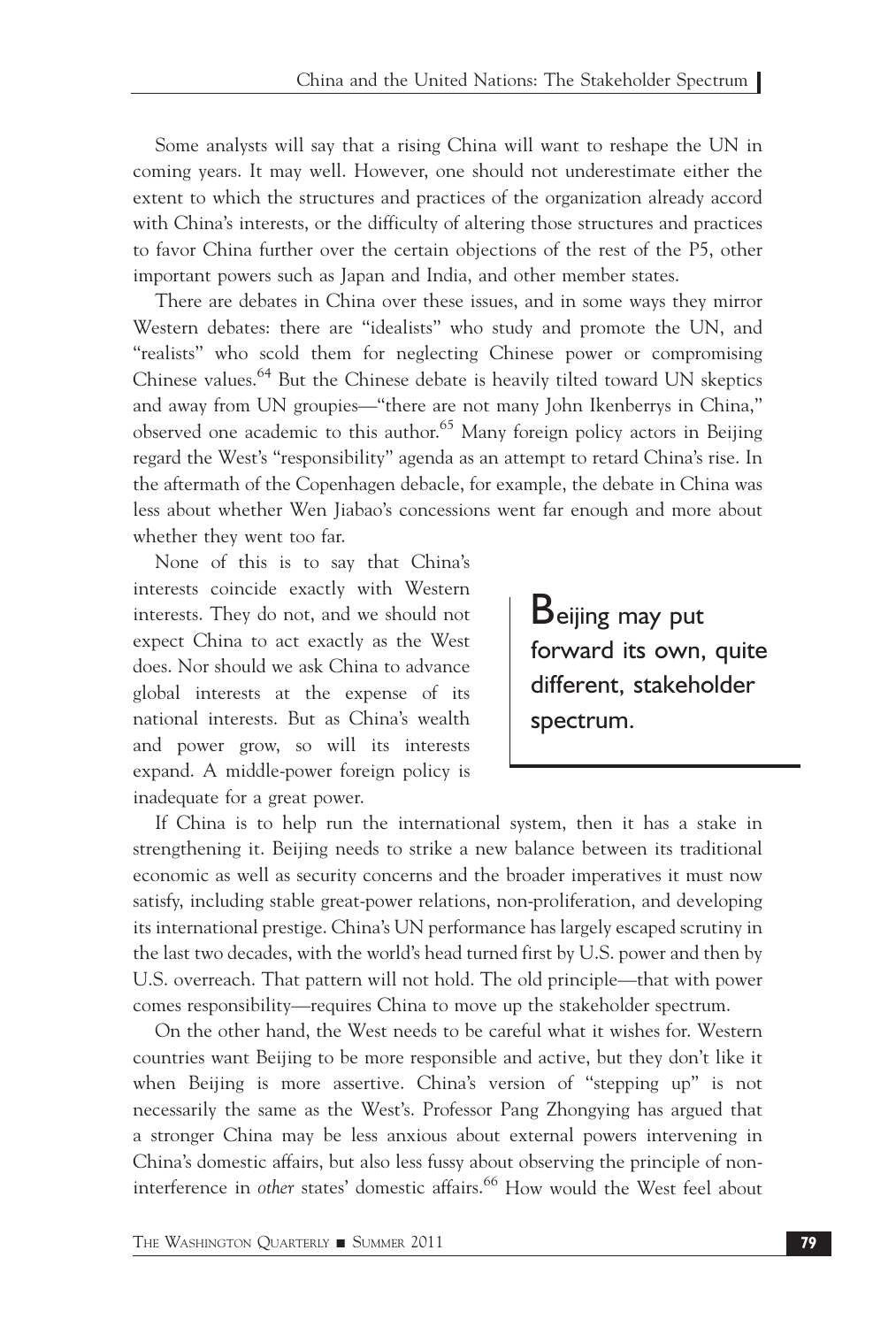Some analysts will say that a rising China will want to reshape the UN in coming years. It may well. However, one should not underestimate either the extent to which the structures and practices of the organization already accord with China's interests, or the difficulty of altering those structures and practices to favor China further over the certain objections of the rest of the P5, other important powers such as Japan and India, and other member states.

There are debates in China over these issues, and in some ways they mirror Western debates: there are "idealists" who study and promote the UN, and "realists" who scold them for neglecting Chinese power or compromising Chinese values.[64] But the Chinese debate is heavily tilted toward UN skeptics and away from UN groupies—"there are not many John Ikenberrys in China," observed one academic to this author.[65] Many foreign policy actors in Beijing regard the West's "responsibility" agenda as an attempt to retard China's rise. In the aftermath of the Copenhagen debacle, for example, the debate in China was less about whether Wen Jiabao's concessions went far enough and more about whether they went too far.

None of this is to say that China's interests coincide exactly with Western interests. They do not, and we should not expect China to act exactly as the West does. Nor should we ask China to advance global interests at the expense of its national interests. But as China's wealth and power grow, so will its interests expand. A middle-power foreign policy is inadequate for a great power.

> **Beijing may put forward its own, quite different, stakeholder spectrum.**

If China is to help run the international system, then it has a stake in strengthening it. Beijing needs to strike a new balance between its traditional economic as well as security concerns and the broader imperatives it must now satisfy, including stable great-power relations, non-proliferation, and developing its international prestige. China's UN performance has largely escaped scrutiny in the last two decades, with the world's head turned first by U.S. power and then by U.S. overreach. That pattern will not hold. The old principle—that with power comes responsibility—requires China to move up the stakeholder spectrum.

On the other hand, the West needs to be careful what it wishes for. Western countries want Beijing to be more responsible and active, but they don't like it when Beijing is more assertive. China's version of "stepping up" is not necessarily the same as the West's. Professor Pang Zhongying has argued that a stronger China may be less anxious about external powers intervening in China's domestic affairs, but also less fussy about observing the principle of non-interference in *other* states' domestic affairs.[66] How would the West feel about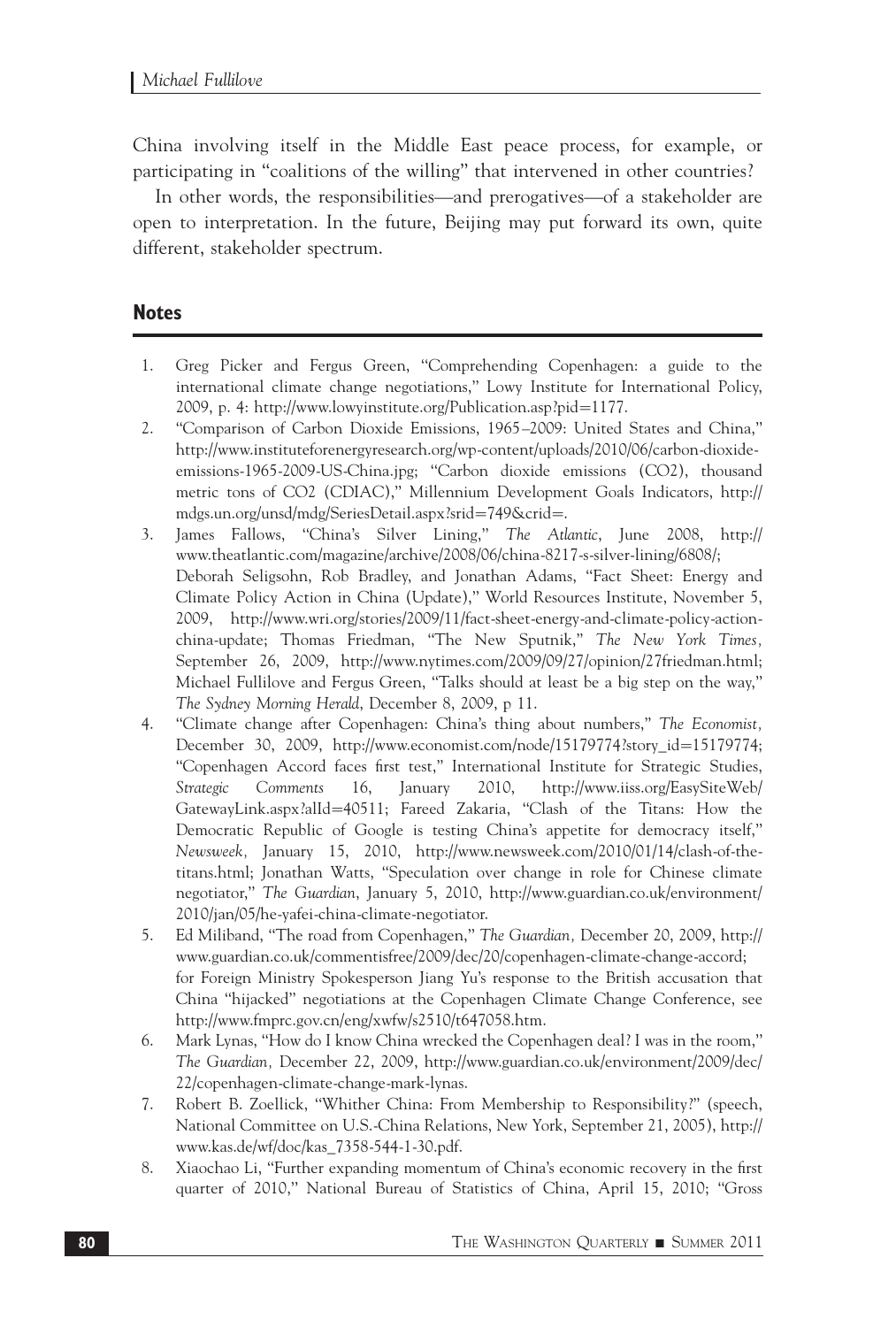China involving itself in the Middle East peace process, for example, or participating in "coalitions of the willing" that intervened in other countries?

In other words, the responsibilities—and prerogatives—of a stakeholder are open to interpretation. In the future, Beijing may put forward its own, quite different, stakeholder spectrum.

## Notes

1. Greg Picker and Fergus Green, "Comprehending Copenhagen: a guide to the international climate change negotiations," Lowy Institute for International Policy, 2009, p. 4: http://www.lowyinstitute.org/Publication.asp?pid=1177.
2. "Comparison of Carbon Dioxide Emissions, 1965–2009: United States and China," http://www.instituteforenergyresearch.org/wp-content/uploads/2010/06/carbon-dioxide-emissions-1965-2009-US-China.jpg; "Carbon dioxide emissions (CO2), thousand metric tons of CO2 (CDIAC)," Millennium Development Goals Indicators, http://mdgs.un.org/unsd/mdg/SeriesDetail.aspx?srid=749&crid=.
3. James Fallows, "China's Silver Lining," *The Atlantic*, June 2008, http://www.theatlantic.com/magazine/archive/2008/06/china-8217-s-silver-lining/6808/; Deborah Seligsohn, Rob Bradley, and Jonathan Adams, "Fact Sheet: Energy and Climate Policy Action in China (Update)," World Resources Institute, November 5, 2009, http://www.wri.org/stories/2009/11/fact-sheet-energy-and-climate-policy-action-china-update; Thomas Friedman, "The New Sputnik," *The New York Times*, September 26, 2009, http://www.nytimes.com/2009/09/27/opinion/27friedman.html; Michael Fullilove and Fergus Green, "Talks should at least be a big step on the way," *The Sydney Morning Herald*, December 8, 2009, p 11.
4. "Climate change after Copenhagen: China's thing about numbers," *The Economist*, December 30, 2009, http://www.economist.com/node/15179774?story_id=15179774; "Copenhagen Accord faces first test," International Institute for Strategic Studies, *Strategic Comments* 16, January 2010, http://www.iiss.org/EasySiteWeb/GatewayLink.aspx?alId=40511; Fareed Zakaria, "Clash of the Titans: How the Democratic Republic of Google is testing China's appetite for democracy itself," *Newsweek*, January 15, 2010, http://www.newsweek.com/2010/01/14/clash-of-the-titans.html; Jonathan Watts, "Speculation over change in role for Chinese climate negotiator," *The Guardian*, January 5, 2010, http://www.guardian.co.uk/environment/2010/jan/05/he-yafei-china-climate-negotiator.
5. Ed Miliband, "The road from Copenhagen," *The Guardian*, December 20, 2009, http://www.guardian.co.uk/commentisfree/2009/dec/20/copenhagen-climate-change-accord; for Foreign Ministry Spokesperson Jiang Yu's response to the British accusation that China "hijacked" negotiations at the Copenhagen Climate Change Conference, see http://www.fmprc.gov.cn/eng/xwfw/s2510/t647058.htm.
6. Mark Lynas, "How do I know China wrecked the Copenhagen deal? I was in the room," *The Guardian*, December 22, 2009, http://www.guardian.co.uk/environment/2009/dec/22/copenhagen-climate-change-mark-lynas.
7. Robert B. Zoellick, "Whither China: From Membership to Responsibility?" (speech, National Committee on U.S.-China Relations, New York, September 21, 2005), http://www.kas.de/wf/doc/kas_7358-544-1-30.pdf.
8. Xiaochao Li, "Further expanding momentum of China's economic recovery in the first quarter of 2010," National Bureau of Statistics of China, April 15, 2010; "Gross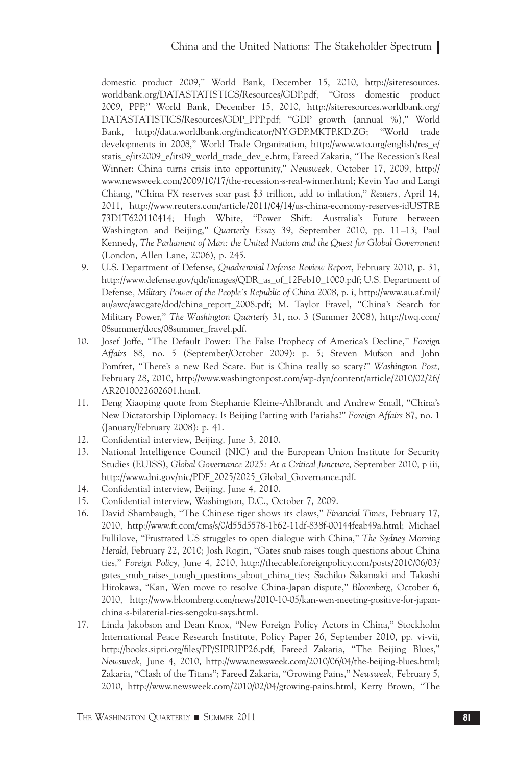domestic product 2009," World Bank, December 15, 2010, http://siteresources.worldbank.org/DATASTATISTICS/Resources/GDP.pdf; "Gross domestic product 2009, PPP," World Bank, December 15, 2010, http://siteresources.worldbank.org/DATASTATISTICS/Resources/GDP_PPP.pdf; "GDP growth (annual %)," World Bank, http://data.worldbank.org/indicator/NY.GDP.MKTP.KD.ZG; "World trade developments in 2008," World Trade Organization, http://www.wto.org/english/res_e/statis_e/its2009_e/its09_world_trade_dev_e.htm; Fareed Zakaria, "The Recession's Real Winner: China turns crisis into opportunity," *Newsweek,* October 17, 2009, http://www.newsweek.com/2009/10/17/the-recession-s-real-winner.html; Kevin Yao and Langi Chiang, "China FX reserves soar past $3 trillion, add to inflation," *Reuters,* April 14, 2011, http://www.reuters.com/article/2011/04/14/us-china-economy-reserves-idUSTRE73D1T620110414; Hugh White, "Power Shift: Australia's Future between Washington and Beijing," *Quarterly Essay* 39, September 2010, pp. 11–13; Paul Kennedy, *The Parliament of Man: the United Nations and the Quest for Global Government* (London, Allen Lane, 2006), p. 245.

9. U.S. Department of Defense, *Quadrennial Defense Review Report*, February 2010, p. 31, http://www.defense.gov/qdr/images/QDR_as_of_12Feb10_1000.pdf; U.S. Department of Defense*, Military Power of the People's Republic of China 2008*, p. i, http://www.au.af.mil/au/awc/awcgate/dod/china_report_2008.pdf; M. Taylor Fravel, "China's Search for Military Power," *The Washington Quarterly* 31, no. 3 (Summer 2008), http://twq.com/08summer/docs/08summer_fravel.pdf.
10. Josef Joffe, "The Default Power: The False Prophecy of America's Decline," *Foreign Affairs* 88, no. 5 (September/October 2009): p. 5; Steven Mufson and John Pomfret, "There's a new Red Scare. But is China really so scary?" *Washington Post,* February 28, 2010, http://www.washingtonpost.com/wp-dyn/content/article/2010/02/26/AR2010022602601.html.
11. Deng Xiaoping quote from Stephanie Kleine-Ahlbrandt and Andrew Small, "China's New Dictatorship Diplomacy: Is Beijing Parting with Pariahs?" *Foreign Affairs* 87, no. 1 (January/February 2008): p. 41.
12. Confidential interview, Beijing, June 3, 2010.
13. National Intelligence Council (NIC) and the European Union Institute for Security Studies (EUISS), *Global Governance 2025: At a Critical Juncture*, September 2010, p iii, http://www.dni.gov/nic/PDF_2025/2025_Global_Governance.pdf.
14. Confidential interview, Beijing, June 4, 2010.
15. Confidential interview, Washington, D.C., October 7, 2009.
16. David Shambaugh, "The Chinese tiger shows its claws," *Financial Times,* February 17, 2010, http://www.ft.com/cms/s/0/d55d5578-1b62-11df-838f-00144feab49a.html; Michael Fullilove, "Frustrated US struggles to open dialogue with China," *The Sydney Morning Herald*, February 22, 2010; Josh Rogin, "Gates snub raises tough questions about China ties," *Foreign Policy*, June 4, 2010, http://thecable.foreignpolicy.com/posts/2010/06/03/gates_snub_raises_tough_questions_about_china_ties; Sachiko Sakamaki and Takashi Hirokawa, "Kan, Wen move to resolve China-Japan dispute," *Bloomberg,* October 6, 2010, http://www.bloomberg.com/news/2010-10-05/kan-wen-meeting-positive-for-japan-china-s-bilateral-ties-sengoku-says.html.
17. Linda Jakobson and Dean Knox, "New Foreign Policy Actors in China," Stockholm International Peace Research Institute, Policy Paper 26, September 2010, pp. vi-vii, http://books.sipri.org/files/PP/SIPRIPP26.pdf; Fareed Zakaria, "The Beijing Blues," *Newsweek,* June 4, 2010, http://www.newsweek.com/2010/06/04/the-beijing-blues.html; Zakaria, "Clash of the Titans"; Fareed Zakaria, "Growing Pains," *Newsweek,* February 5, 2010, http://www.newsweek.com/2010/02/04/growing-pains.html; Kerry Brown, "The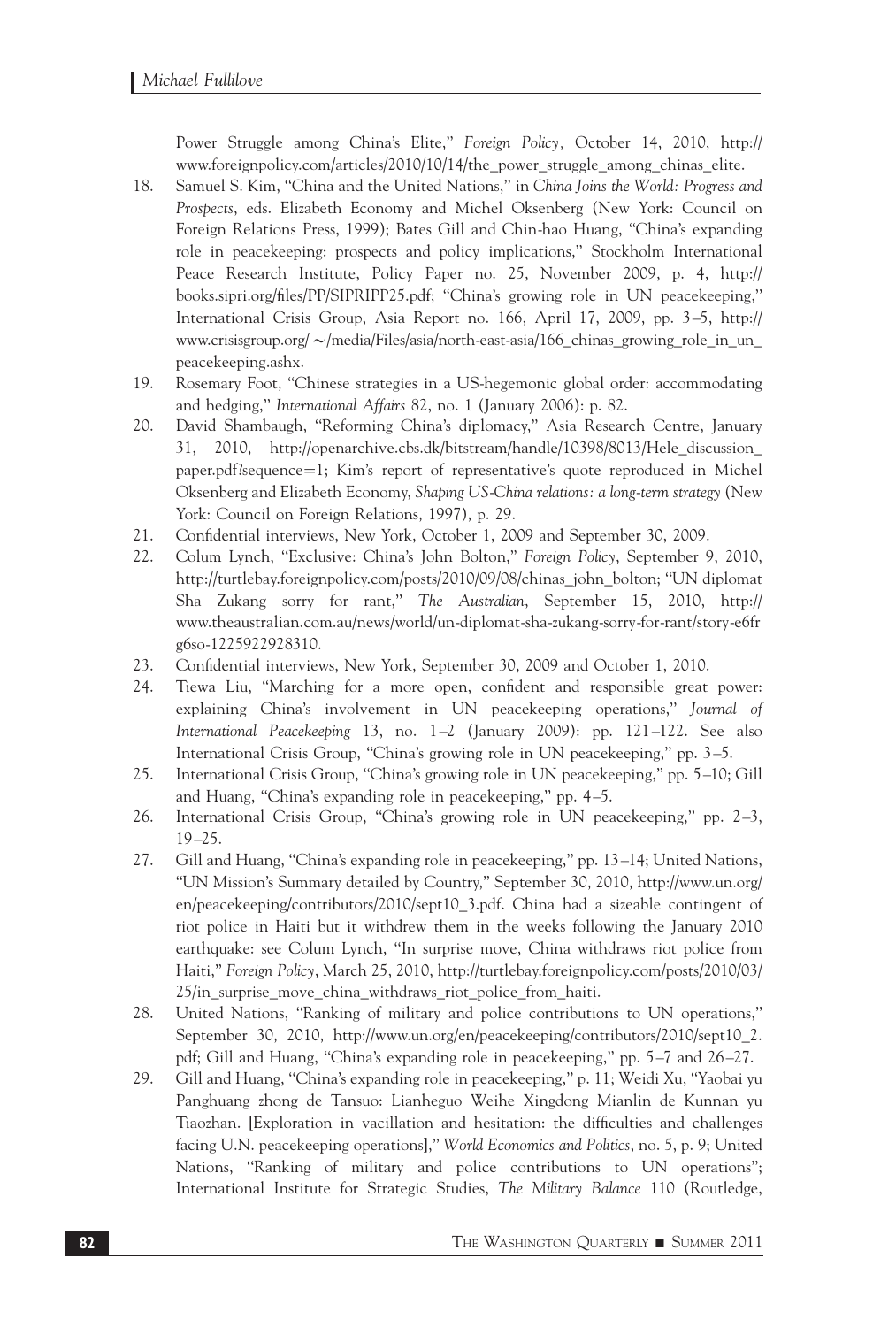Power Struggle among China's Elite," *Foreign Policy*, October 14, 2010, http://www.foreignpolicy.com/articles/2010/10/14/the_power_struggle_among_chinas_elite.

18. Samuel S. Kim, "China and the United Nations," in *China Joins the World: Progress and Prospects*, eds. Elizabeth Economy and Michel Oksenberg (New York: Council on Foreign Relations Press, 1999); Bates Gill and Chin-hao Huang, "China's expanding role in peacekeeping: prospects and policy implications," Stockholm International Peace Research Institute, Policy Paper no. 25, November 2009, p. 4, http://books.sipri.org/files/PP/SIPRIPP25.pdf; "China's growing role in UN peacekeeping," International Crisis Group, Asia Report no. 166, April 17, 2009, pp. 3–5, http://www.crisisgroup.org/~/media/Files/asia/north-east-asia/166_chinas_growing_role_in_un_peacekeeping.ashx.
19. Rosemary Foot, "Chinese strategies in a US-hegemonic global order: accommodating and hedging," *International Affairs* 82, no. 1 (January 2006): p. 82.
20. David Shambaugh, "Reforming China's diplomacy," Asia Research Centre, January 31, 2010, http://openarchive.cbs.dk/bitstream/handle/10398/8013/Hele_discussion_paper.pdf?sequence=1; Kim's report of representative's quote reproduced in Michel Oksenberg and Elizabeth Economy, *Shaping US-China relations: a long-term strategy* (New York: Council on Foreign Relations, 1997), p. 29.
21. Confidential interviews, New York, October 1, 2009 and September 30, 2009.
22. Colum Lynch, "Exclusive: China's John Bolton," *Foreign Policy*, September 9, 2010, http://turtlebay.foreignpolicy.com/posts/2010/09/08/chinas_john_bolton; "UN diplomat Sha Zukang sorry for rant," *The Australian*, September 15, 2010, http://www.theaustralian.com.au/news/world/un-diplomat-sha-zukang-sorry-for-rant/story-e6frg6so-1225922928310.
23. Confidential interviews, New York, September 30, 2009 and October 1, 2010.
24. Tiewa Liu, "Marching for a more open, confident and responsible great power: explaining China's involvement in UN peacekeeping operations," *Journal of International Peacekeeping* 13, no. 1–2 (January 2009): pp. 121–122. See also International Crisis Group, "China's growing role in UN peacekeeping," pp. 3–5.
25. International Crisis Group, "China's growing role in UN peacekeeping," pp. 5–10; Gill and Huang, "China's expanding role in peacekeeping," pp. 4–5.
26. International Crisis Group, "China's growing role in UN peacekeeping," pp. 2–3, 19–25.
27. Gill and Huang, "China's expanding role in peacekeeping," pp. 13–14; United Nations, "UN Mission's Summary detailed by Country," September 30, 2010, http://www.un.org/en/peacekeeping/contributors/2010/sept10_3.pdf. China had a sizeable contingent of riot police in Haiti but it withdrew them in the weeks following the January 2010 earthquake: see Colum Lynch, "In surprise move, China withdraws riot police from Haiti," *Foreign Policy*, March 25, 2010, http://turtlebay.foreignpolicy.com/posts/2010/03/25/in_surprise_move_china_withdraws_riot_police_from_haiti.
28. United Nations, "Ranking of military and police contributions to UN operations," September 30, 2010, http://www.un.org/en/peacekeeping/contributors/2010/sept10_2.pdf; Gill and Huang, "China's expanding role in peacekeeping," pp. 5–7 and 26–27.
29. Gill and Huang, "China's expanding role in peacekeeping," p. 11; Weidi Xu, "Yaobai yu Panghuang zhong de Tansuo: Lianheguo Weihe Xingdong Mianlin de Kunnan yu Tiaozhan. [Exploration in vacillation and hesitation: the difficulties and challenges facing U.N. peacekeeping operations]," *World Economics and Politics*, no. 5, p. 9; United Nations, "Ranking of military and police contributions to UN operations"; International Institute for Strategic Studies, *The Military Balance* 110 (Routledge,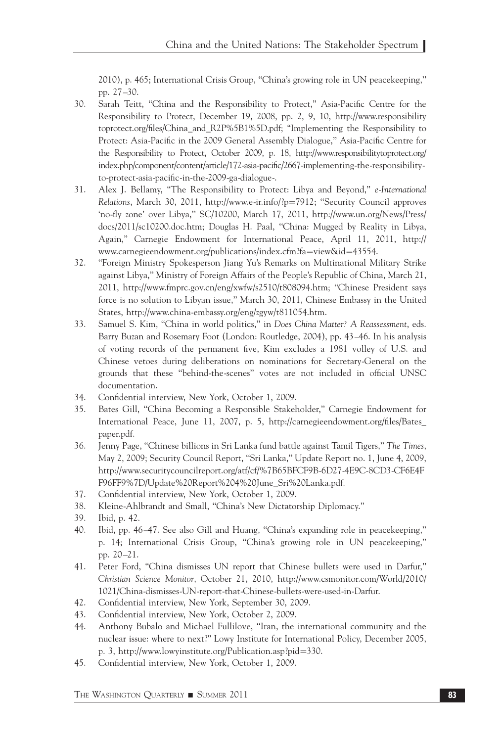2010), p. 465; International Crisis Group, "China's growing role in UN peacekeeping," pp. 27–30.

30. Sarah Teitt, "China and the Responsibility to Protect," Asia-Pacific Centre for the Responsibility to Protect, December 19, 2008, pp. 2, 9, 10, http://www.responsibilitytoprotect.org/files/China_and_R2P%5B1%5D.pdf; "Implementing the Responsibility to Protect: Asia-Pacific in the 2009 General Assembly Dialogue," Asia-Pacific Centre for the Responsibility to Protect, October 2009, p. 18, http://www.responsibilitytoprotect.org/index.php/component/content/article/172-asia-pacific/2667-implementing-the-responsibility-to-protect-asia-pacific-in-the-2009-ga-dialogue-.
31. Alex J. Bellamy, "The Responsibility to Protect: Libya and Beyond," *e-International Relations*, March 30, 2011, http://www.e-ir.info/?p=7912; "Security Council approves 'no-fly zone' over Libya," SC/10200, March 17, 2011, http://www.un.org/News/Press/docs/2011/sc10200.doc.htm; Douglas H. Paal, "China: Mugged by Reality in Libya, Again," Carnegie Endowment for International Peace, April 11, 2011, http://www.carnegieendowment.org/publications/index.cfm?fa=view&id=43554.
32. "Foreign Ministry Spokesperson Jiang Yu's Remarks on Multinational Military Strike against Libya," Ministry of Foreign Affairs of the People's Republic of China, March 21, 2011, http://www.fmprc.gov.cn/eng/xwfw/s2510/t808094.htm; "Chinese President says force is no solution to Libyan issue," March 30, 2011, Chinese Embassy in the United States, http://www.china-embassy.org/eng/zgyw/t811054.htm.
33. Samuel S. Kim, "China in world politics," in *Does China Matter? A Reassessment*, eds. Barry Buzan and Rosemary Foot (London: Routledge, 2004), pp. 43–46. In his analysis of voting records of the permanent five, Kim excludes a 1981 volley of U.S. and Chinese vetoes during deliberations on nominations for Secretary-General on the grounds that these "behind-the-scenes" votes are not included in official UNSC documentation.
34. Confidential interview, New York, October 1, 2009.
35. Bates Gill, "China Becoming a Responsible Stakeholder," Carnegie Endowment for International Peace, June 11, 2007, p. 5, http://carnegieendowment.org/files/Bates_paper.pdf.
36. Jenny Page, "Chinese billions in Sri Lanka fund battle against Tamil Tigers," *The Times*, May 2, 2009; Security Council Report, "Sri Lanka," Update Report no. 1, June 4, 2009, http://www.securitycouncilreport.org/atf/cf/%7B65BFCF9B-6D27-4E9C-8CD3-CF6E4FF96FF9%7D/Update%20Report%204%20June_Sri%20Lanka.pdf.
37. Confidential interview, New York, October 1, 2009.
38. Kleine-Ahlbrandt and Small, "China's New Dictatorship Diplomacy."
39. Ibid, p. 42.
40. Ibid, pp. 46–47. See also Gill and Huang, "China's expanding role in peacekeeping," p. 14; International Crisis Group, "China's growing role in UN peacekeeping," pp. 20–21.
41. Peter Ford, "China dismisses UN report that Chinese bullets were used in Darfur," *Christian Science Monitor*, October 21, 2010, http://www.csmonitor.com/World/2010/1021/China-dismisses-UN-report-that-Chinese-bullets-were-used-in-Darfur.
42. Confidential interview, New York, September 30, 2009.
43. Confidential interview, New York, October 2, 2009.
44. Anthony Bubalo and Michael Fullilove, "Iran, the international community and the nuclear issue: where to next?" Lowy Institute for International Policy, December 2005, p. 3, http://www.lowyinstitute.org/Publication.asp?pid=330.
45. Confidential interview, New York, October 1, 2009.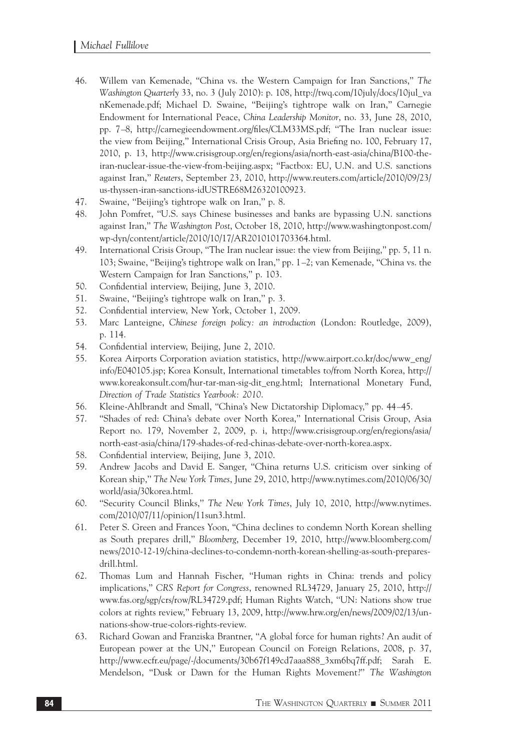46. Willem van Kemenade, "China vs. the Western Campaign for Iran Sanctions," *The Washington Quarterly* 33, no. 3 (July 2010): p. 108, http://twq.com/10july/docs/10jul_vanKemenade.pdf; Michael D. Swaine, "Beijing's tightrope walk on Iran," Carnegie Endowment for International Peace, *China Leadership Monitor*, no. 33, June 28, 2010, pp. 7–8, http://carnegieendowment.org/files/CLM33MS.pdf; "The Iran nuclear issue: the view from Beijing," International Crisis Group, Asia Briefing no. 100, February 17, 2010, p. 13, http://www.crisisgroup.org/en/regions/asia/north-east-asia/china/B100-the-iran-nuclear-issue-the-view-from-beijing.aspx; "Factbox: EU, U.N. and U.S. sanctions against Iran," *Reuters*, September 23, 2010, http://www.reuters.com/article/2010/09/23/us-thyssen-iran-sanctions-idUSTRE68M26320100923.
47. Swaine, "Beijing's tightrope walk on Iran," p. 8.
48. John Pomfret, "U.S. says Chinese businesses and banks are bypassing U.N. sanctions against Iran," *The Washington Post*, October 18, 2010, http://www.washingtonpost.com/wp-dyn/content/article/2010/10/17/AR2010101703364.html.
49. International Crisis Group, "The Iran nuclear issue: the view from Beijing," pp. 5, 11 n. 103; Swaine, "Beijing's tightrope walk on Iran," pp. 1–2; van Kemenade, "China vs. the Western Campaign for Iran Sanctions," p. 103.
50. Confidential interview, Beijing, June 3, 2010.
51. Swaine, "Beijing's tightrope walk on Iran," p. 3.
52. Confidential interview, New York, October 1, 2009.
53. Marc Lanteigne, *Chinese foreign policy: an introduction* (London: Routledge, 2009), p. 114.
54. Confidential interview, Beijing, June 2, 2010.
55. Korea Airports Corporation aviation statistics, http://www.airport.co.kr/doc/www_eng/info/E040105.jsp; Korea Konsult, International timetables to/from North Korea, http://www.koreakonsult.com/hur-tar-man-sig-dit_eng.html; International Monetary Fund, *Direction of Trade Statistics Yearbook: 2010*.
56. Kleine-Ahlbrandt and Small, "China's New Dictatorship Diplomacy," pp. 44–45.
57. "Shades of red: China's debate over North Korea," International Crisis Group, Asia Report no. 179, November 2, 2009, p. i, http://www.crisisgroup.org/en/regions/asia/north-east-asia/china/179-shades-of-red-chinas-debate-over-north-korea.aspx.
58. Confidential interview, Beijing, June 3, 2010.
59. Andrew Jacobs and David E. Sanger, "China returns U.S. criticism over sinking of Korean ship," *The New York Times*, June 29, 2010, http://www.nytimes.com/2010/06/30/world/asia/30korea.html.
60. "Security Council Blinks," *The New York Times*, July 10, 2010, http://www.nytimes.com/2010/07/11/opinion/11sun3.html.
61. Peter S. Green and Frances Yoon, "China declines to condemn North Korean shelling as South prepares drill," *Bloomberg*, December 19, 2010, http://www.bloomberg.com/news/2010-12-19/china-declines-to-condemn-north-korean-shelling-as-south-prepares-drill.html.
62. Thomas Lum and Hannah Fischer, "Human rights in China: trends and policy implications," *CRS Report for Congress*, renowned RL34729, January 25, 2010, http://www.fas.org/sgp/crs/row/RL34729.pdf; Human Rights Watch, "UN: Nations show true colors at rights review," February 13, 2009, http://www.hrw.org/en/news/2009/02/13/un-nations-show-true-colors-rights-review.
63. Richard Gowan and Franziska Brantner, "A global force for human rights? An audit of European power at the UN," European Council on Foreign Relations, 2008, p. 37, http://www.ecfr.eu/page/-/documents/30b67f149cd7aaa888_3xm6bq7ff.pdf; Sarah E. Mendelson, "Dusk or Dawn for the Human Rights Movement?" *The Washington*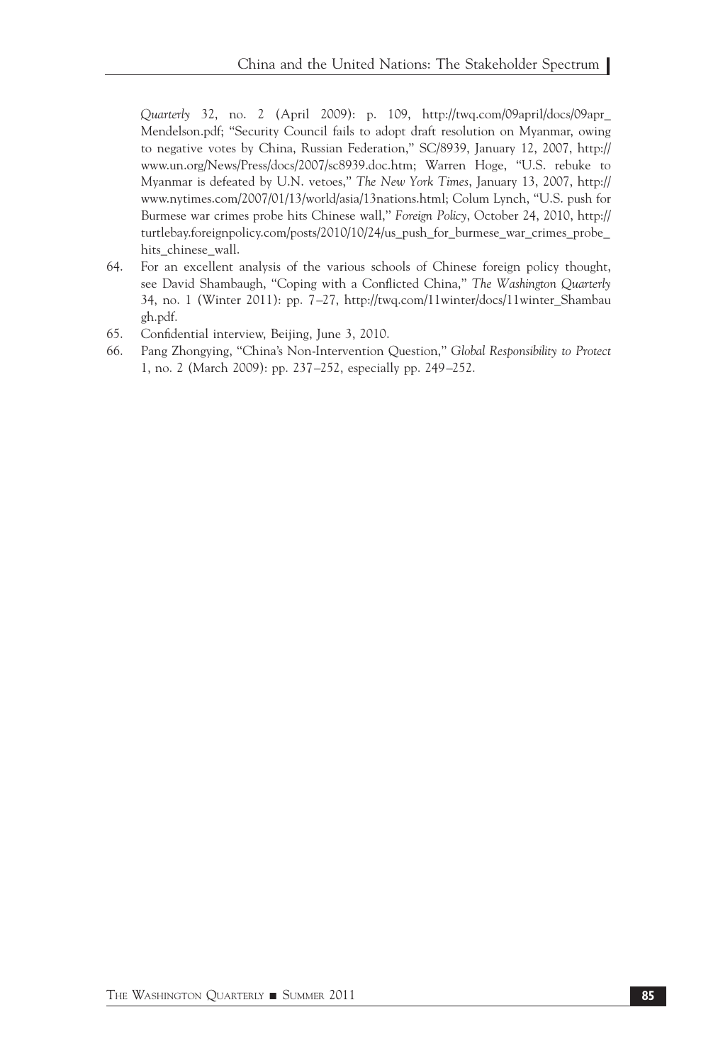*Quarterly* 32, no. 2 (April 2009): p. 109, http://twq.com/09april/docs/09apr_Mendelson.pdf; "Security Council fails to adopt draft resolution on Myanmar, owing to negative votes by China, Russian Federation," SC/8939, January 12, 2007, http://www.un.org/News/Press/docs/2007/sc8939.doc.htm; Warren Hoge, "U.S. rebuke to Myanmar is defeated by U.N. vetoes," *The New York Times*, January 13, 2007, http://www.nytimes.com/2007/01/13/world/asia/13nations.html; Colum Lynch, "U.S. push for Burmese war crimes probe hits Chinese wall," *Foreign Policy*, October 24, 2010, http://turtlebay.foreignpolicy.com/posts/2010/10/24/us_push_for_burmese_war_crimes_probe_hits_chinese_wall.

64. For an excellent analysis of the various schools of Chinese foreign policy thought, see David Shambaugh, "Coping with a Conflicted China," *The Washington Quarterly* 34, no. 1 (Winter 2011): pp. 7–27, http://twq.com/11winter/docs/11winter_Shambaugh.pdf.
65. Confidential interview, Beijing, June 3, 2010.
66. Pang Zhongying, "China's Non-Intervention Question," *Global Responsibility to Protect* 1, no. 2 (March 2009): pp. 237–252, especially pp. 249–252.